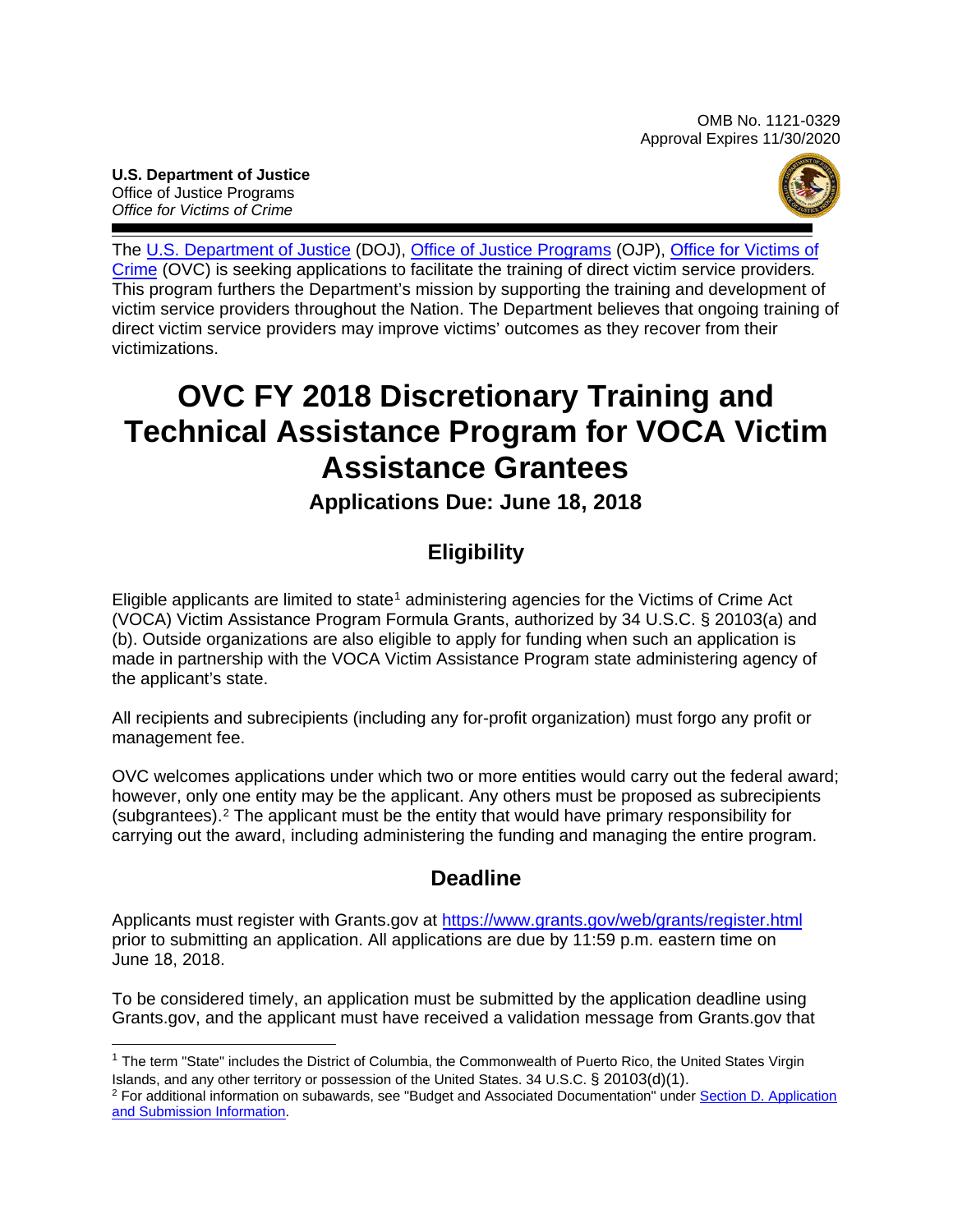OMB No. 1121-0329
Approval Expires 11/30/2020

**U.S. Department of Justice**
Office of Justice Programs
*Office for Victims of Crime*

The U.S. Department of Justice (DOJ), Office of Justice Programs (OJP), Office for Victims of Crime (OVC) is seeking applications to facilitate the training of direct victim service providers. This program furthers the Department's mission by supporting the training and development of victim service providers throughout the Nation. The Department believes that ongoing training of direct victim service providers may improve victims' outcomes as they recover from their victimizations.

# OVC FY 2018 Discretionary Training and Technical Assistance Program for VOCA Victim Assistance Grantees

### Applications Due: June 18, 2018

## Eligibility

Eligible applicants are limited to state[1] administering agencies for the Victims of Crime Act (VOCA) Victim Assistance Program Formula Grants, authorized by 34 U.S.C. § 20103(a) and (b). Outside organizations are also eligible to apply for funding when such an application is made in partnership with the VOCA Victim Assistance Program state administering agency of the applicant's state.

All recipients and subrecipients (including any for-profit organization) must forgo any profit or management fee.

OVC welcomes applications under which two or more entities would carry out the federal award; however, only one entity may be the applicant. Any others must be proposed as subrecipients (subgrantees).[2] The applicant must be the entity that would have primary responsibility for carrying out the award, including administering the funding and managing the entire program.

## Deadline

Applicants must register with Grants.gov at https://www.grants.gov/web/grants/register.html prior to submitting an application. All applications are due by 11:59 p.m. eastern time on June 18, 2018.

To be considered timely, an application must be submitted by the application deadline using Grants.gov, and the applicant must have received a validation message from Grants.gov that

---

[1] The term "State" includes the District of Columbia, the Commonwealth of Puerto Rico, the United States Virgin Islands, and any other territory or possession of the United States. 34 U.S.C. § 20103(d)(1).

[2] For additional information on subawards, see "Budget and Associated Documentation" under Section D. Application and Submission Information.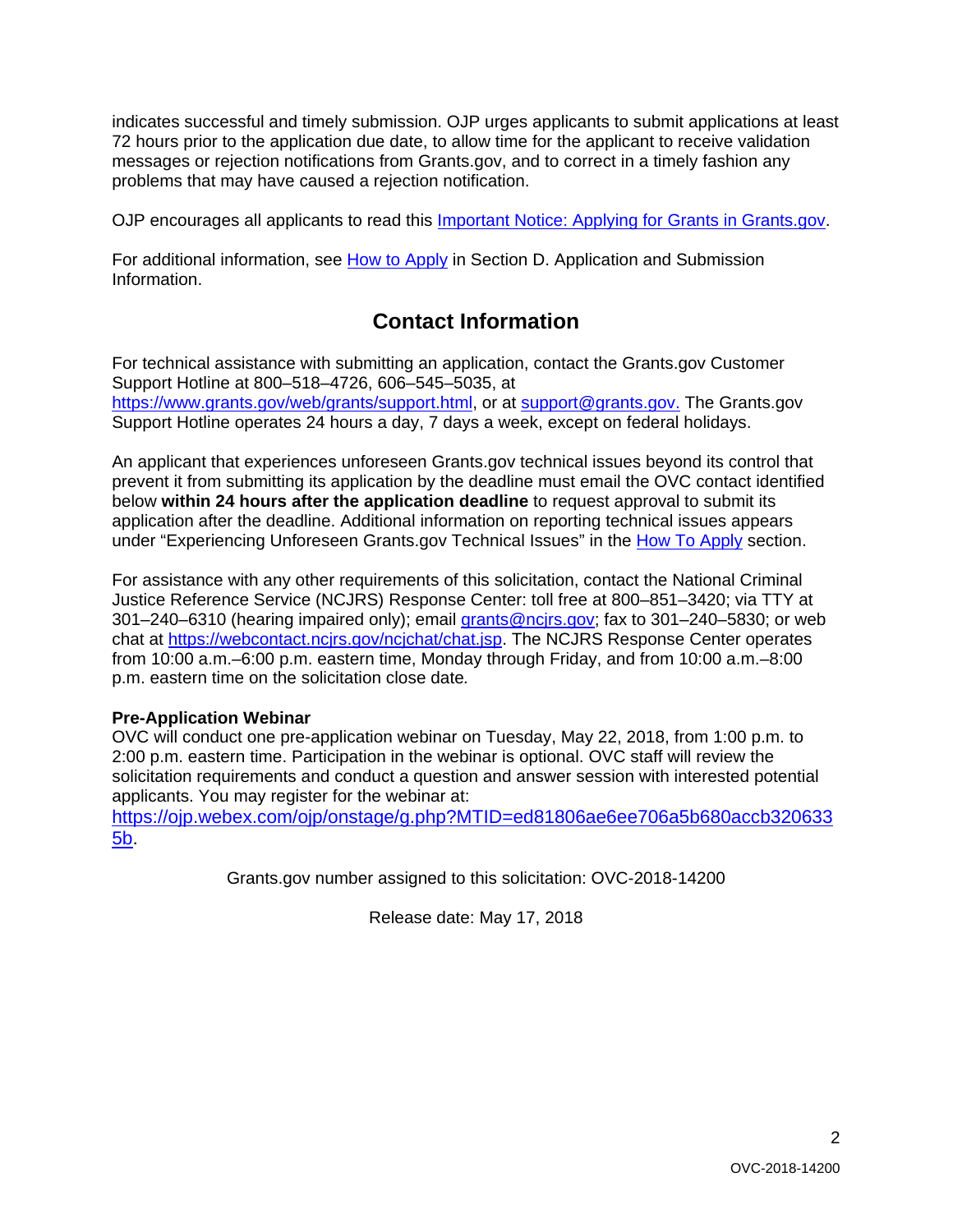indicates successful and timely submission. OJP urges applicants to submit applications at least 72 hours prior to the application due date, to allow time for the applicant to receive validation messages or rejection notifications from Grants.gov, and to correct in a timely fashion any problems that may have caused a rejection notification.

OJP encourages all applicants to read this [Important Notice: Applying for Grants in Grants.gov](#).

For additional information, see [How to Apply](#) in Section D. Application and Submission Information.

## Contact Information

For technical assistance with submitting an application, contact the Grants.gov Customer Support Hotline at 800–518–4726, 606–545–5035, at [https://www.grants.gov/web/grants/support.html](https://www.grants.gov/web/grants/support.html), or at [support@grants.gov.](mailto:support@grants.gov) The Grants.gov Support Hotline operates 24 hours a day, 7 days a week, except on federal holidays.

An applicant that experiences unforeseen Grants.gov technical issues beyond its control that prevent it from submitting its application by the deadline must email the OVC contact identified below **within 24 hours after the application deadline** to request approval to submit its application after the deadline. Additional information on reporting technical issues appears under "Experiencing Unforeseen Grants.gov Technical Issues" in the [How To Apply](#) section.

For assistance with any other requirements of this solicitation, contact the National Criminal Justice Reference Service (NCJRS) Response Center: toll free at 800–851–3420; via TTY at 301–240–6310 (hearing impaired only); email [grants@ncjrs.gov](mailto:grants@ncjrs.gov); fax to 301–240–5830; or web chat at [https://webcontact.ncjrs.gov/ncjchat/chat.jsp](https://webcontact.ncjrs.gov/ncjchat/chat.jsp). The NCJRS Response Center operates from 10:00 a.m.–6:00 p.m. eastern time, Monday through Friday, and from 10:00 a.m.–8:00 p.m. eastern time on the solicitation close date*.*

**Pre-Application Webinar**
OVC will conduct one pre-application webinar on Tuesday, May 22, 2018, from 1:00 p.m. to 2:00 p.m. eastern time. Participation in the webinar is optional. OVC staff will review the solicitation requirements and conduct a question and answer session with interested potential applicants. You may register for the webinar at: [https://ojp.webex.com/ojp/onstage/g.php?MTID=ed81806ae6ee706a5b680accb3206335b](https://ojp.webex.com/ojp/onstage/g.php?MTID=ed81806ae6ee706a5b680accb3206335b).

Grants.gov number assigned to this solicitation: OVC-2018-14200

Release date: May 17, 2018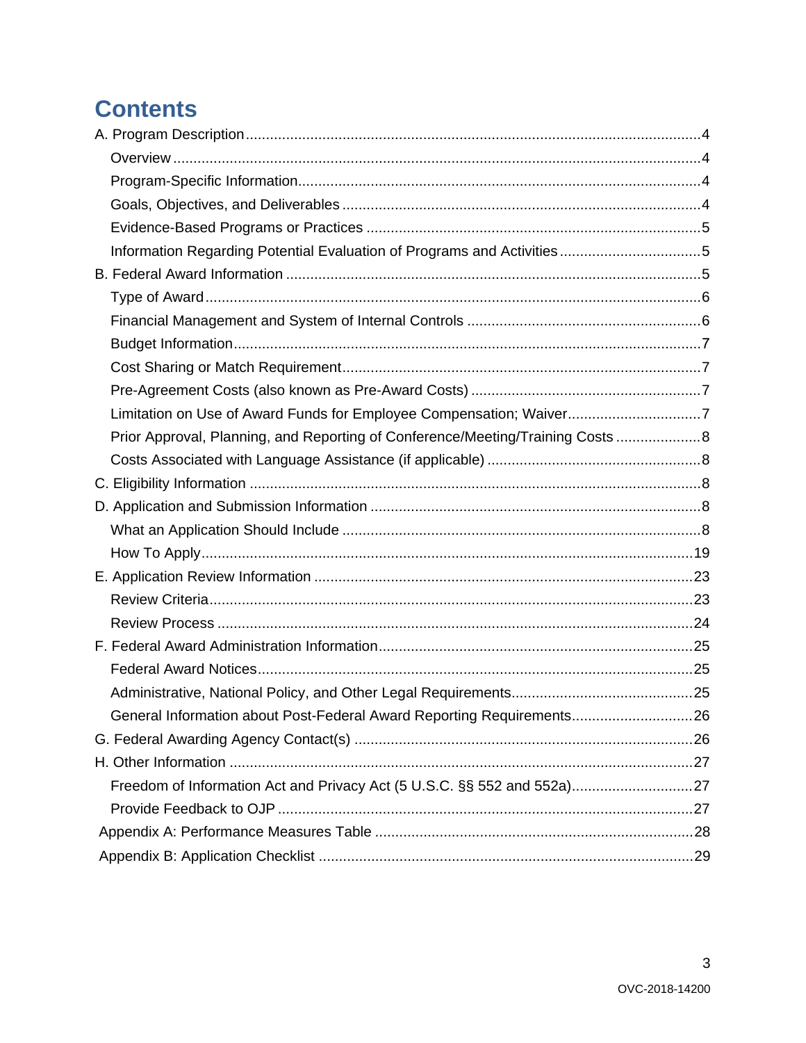# Contents

A. Program Description....4

- Overview....4
- Program-Specific Information....4
- Goals, Objectives, and Deliverables....4
- Evidence-Based Programs or Practices....5
- Information Regarding Potential Evaluation of Programs and Activities....5

B. Federal Award Information....5

- Type of Award....6
- Financial Management and System of Internal Controls....6
- Budget Information....7
- Cost Sharing or Match Requirement....7
- Pre-Agreement Costs (also known as Pre-Award Costs)....7
- Limitation on Use of Award Funds for Employee Compensation; Waiver....7
- Prior Approval, Planning, and Reporting of Conference/Meeting/Training Costs....8
- Costs Associated with Language Assistance (if applicable)....8

C. Eligibility Information....8

D. Application and Submission Information....8

- What an Application Should Include....8
- How To Apply....19

E. Application Review Information....23

- Review Criteria....23
- Review Process....24

F. Federal Award Administration Information....25

- Federal Award Notices....25
- Administrative, National Policy, and Other Legal Requirements....25
- General Information about Post-Federal Award Reporting Requirements....26

G. Federal Awarding Agency Contact(s)....26

H. Other Information....27

- Freedom of Information Act and Privacy Act (5 U.S.C. §§ 552 and 552a)....27
- Provide Feedback to OJP....27

Appendix A: Performance Measures Table....28

Appendix B: Application Checklist....29

OVC-2018-14200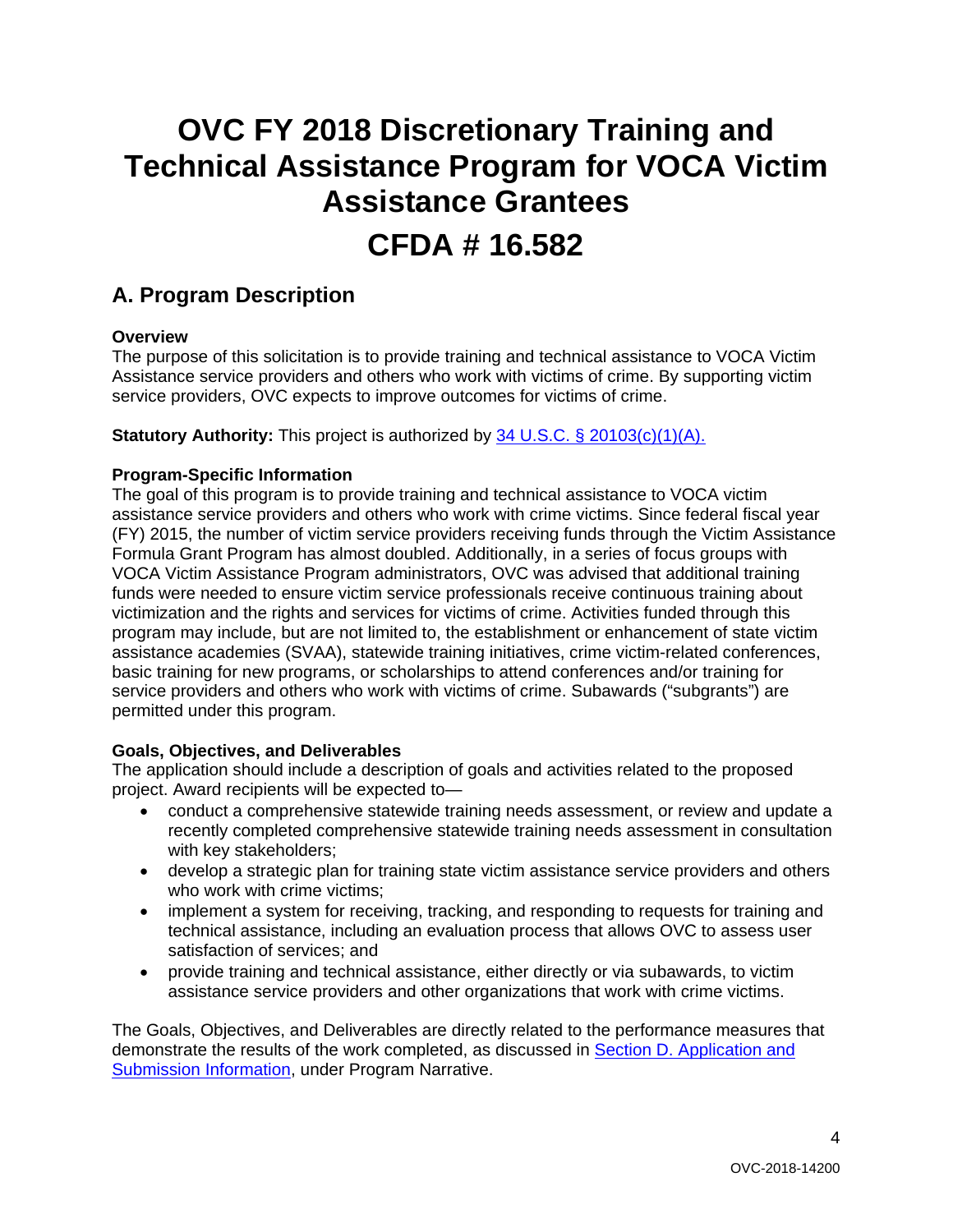# OVC FY 2018 Discretionary Training and Technical Assistance Program for VOCA Victim Assistance Grantees

# CFDA # 16.582

## A. Program Description

**Overview**

The purpose of this solicitation is to provide training and technical assistance to VOCA Victim Assistance service providers and others who work with victims of crime. By supporting victim service providers, OVC expects to improve outcomes for victims of crime.

**Statutory Authority:** This project is authorized by [34 U.S.C. § 20103(c)(1)(A).]()

**Program-Specific Information**

The goal of this program is to provide training and technical assistance to VOCA victim assistance service providers and others who work with crime victims. Since federal fiscal year (FY) 2015, the number of victim service providers receiving funds through the Victim Assistance Formula Grant Program has almost doubled. Additionally, in a series of focus groups with VOCA Victim Assistance Program administrators, OVC was advised that additional training funds were needed to ensure victim service professionals receive continuous training about victimization and the rights and services for victims of crime. Activities funded through this program may include, but are not limited to, the establishment or enhancement of state victim assistance academies (SVAA), statewide training initiatives, crime victim-related conferences, basic training for new programs, or scholarships to attend conferences and/or training for service providers and others who work with victims of crime. Subawards ("subgrants") are permitted under this program.

**Goals, Objectives, and Deliverables**

The application should include a description of goals and activities related to the proposed project. Award recipients will be expected to—

- conduct a comprehensive statewide training needs assessment, or review and update a recently completed comprehensive statewide training needs assessment in consultation with key stakeholders;
- develop a strategic plan for training state victim assistance service providers and others who work with crime victims;
- implement a system for receiving, tracking, and responding to requests for training and technical assistance, including an evaluation process that allows OVC to assess user satisfaction of services; and
- provide training and technical assistance, either directly or via subawards, to victim assistance service providers and other organizations that work with crime victims.

The Goals, Objectives, and Deliverables are directly related to the performance measures that demonstrate the results of the work completed, as discussed in [Section D. Application and Submission Information](), under Program Narrative.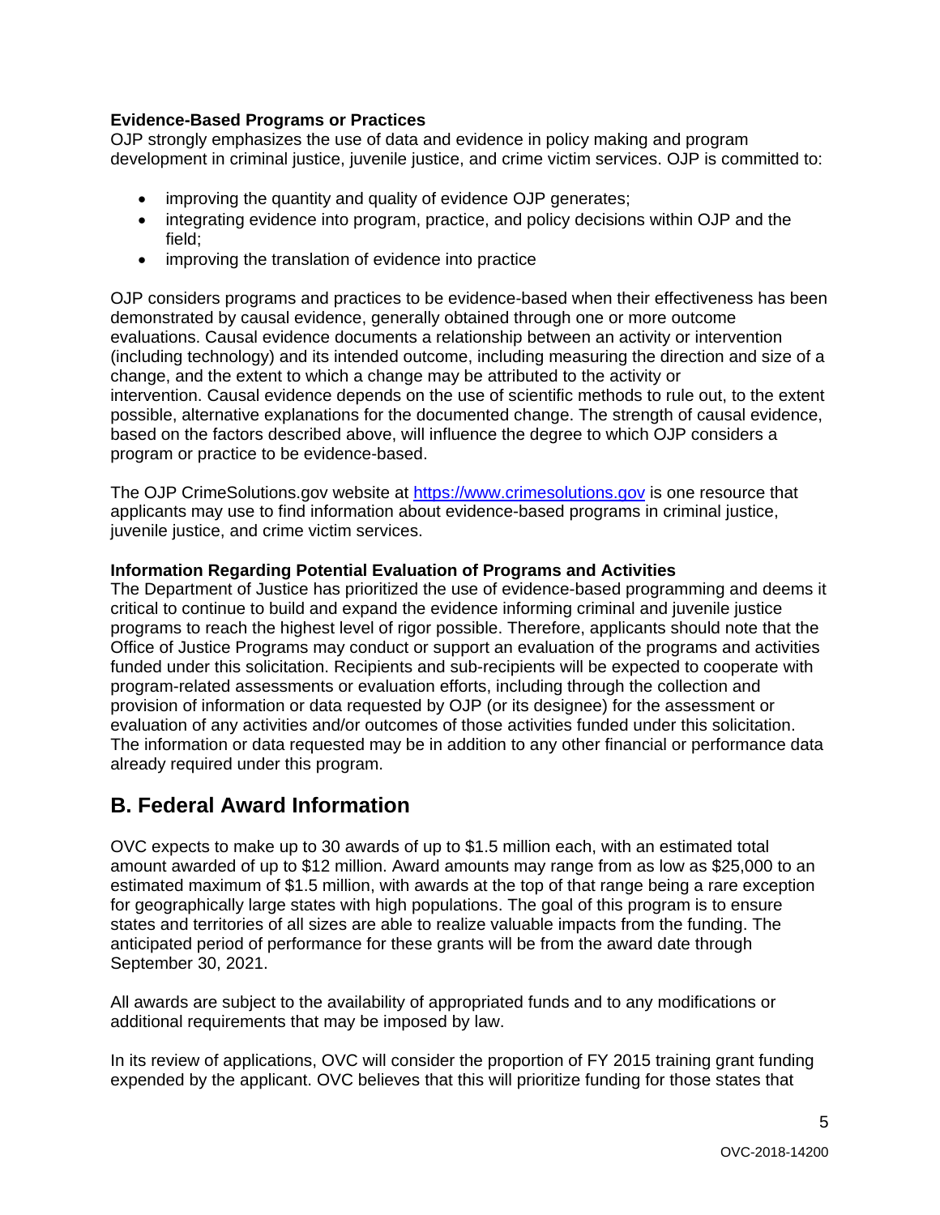**Evidence-Based Programs or Practices**

OJP strongly emphasizes the use of data and evidence in policy making and program development in criminal justice, juvenile justice, and crime victim services. OJP is committed to:

- improving the quantity and quality of evidence OJP generates;
- integrating evidence into program, practice, and policy decisions within OJP and the field;
- improving the translation of evidence into practice

OJP considers programs and practices to be evidence-based when their effectiveness has been demonstrated by causal evidence, generally obtained through one or more outcome evaluations. Causal evidence documents a relationship between an activity or intervention (including technology) and its intended outcome, including measuring the direction and size of a change, and the extent to which a change may be attributed to the activity or intervention. Causal evidence depends on the use of scientific methods to rule out, to the extent possible, alternative explanations for the documented change. The strength of causal evidence, based on the factors described above, will influence the degree to which OJP considers a program or practice to be evidence-based.

The OJP CrimeSolutions.gov website at [https://www.crimesolutions.gov](https://www.crimesolutions.gov) is one resource that applicants may use to find information about evidence-based programs in criminal justice, juvenile justice, and crime victim services.

**Information Regarding Potential Evaluation of Programs and Activities**

The Department of Justice has prioritized the use of evidence-based programming and deems it critical to continue to build and expand the evidence informing criminal and juvenile justice programs to reach the highest level of rigor possible. Therefore, applicants should note that the Office of Justice Programs may conduct or support an evaluation of the programs and activities funded under this solicitation. Recipients and sub-recipients will be expected to cooperate with program-related assessments or evaluation efforts, including through the collection and provision of information or data requested by OJP (or its designee) for the assessment or evaluation of any activities and/or outcomes of those activities funded under this solicitation. The information or data requested may be in addition to any other financial or performance data already required under this program.

## B. Federal Award Information

OVC expects to make up to 30 awards of up to $1.5 million each, with an estimated total amount awarded of up to $12 million. Award amounts may range from as low as $25,000 to an estimated maximum of $1.5 million, with awards at the top of that range being a rare exception for geographically large states with high populations. The goal of this program is to ensure states and territories of all sizes are able to realize valuable impacts from the funding. The anticipated period of performance for these grants will be from the award date through September 30, 2021.

All awards are subject to the availability of appropriated funds and to any modifications or additional requirements that may be imposed by law.

In its review of applications, OVC will consider the proportion of FY 2015 training grant funding expended by the applicant. OVC believes that this will prioritize funding for those states that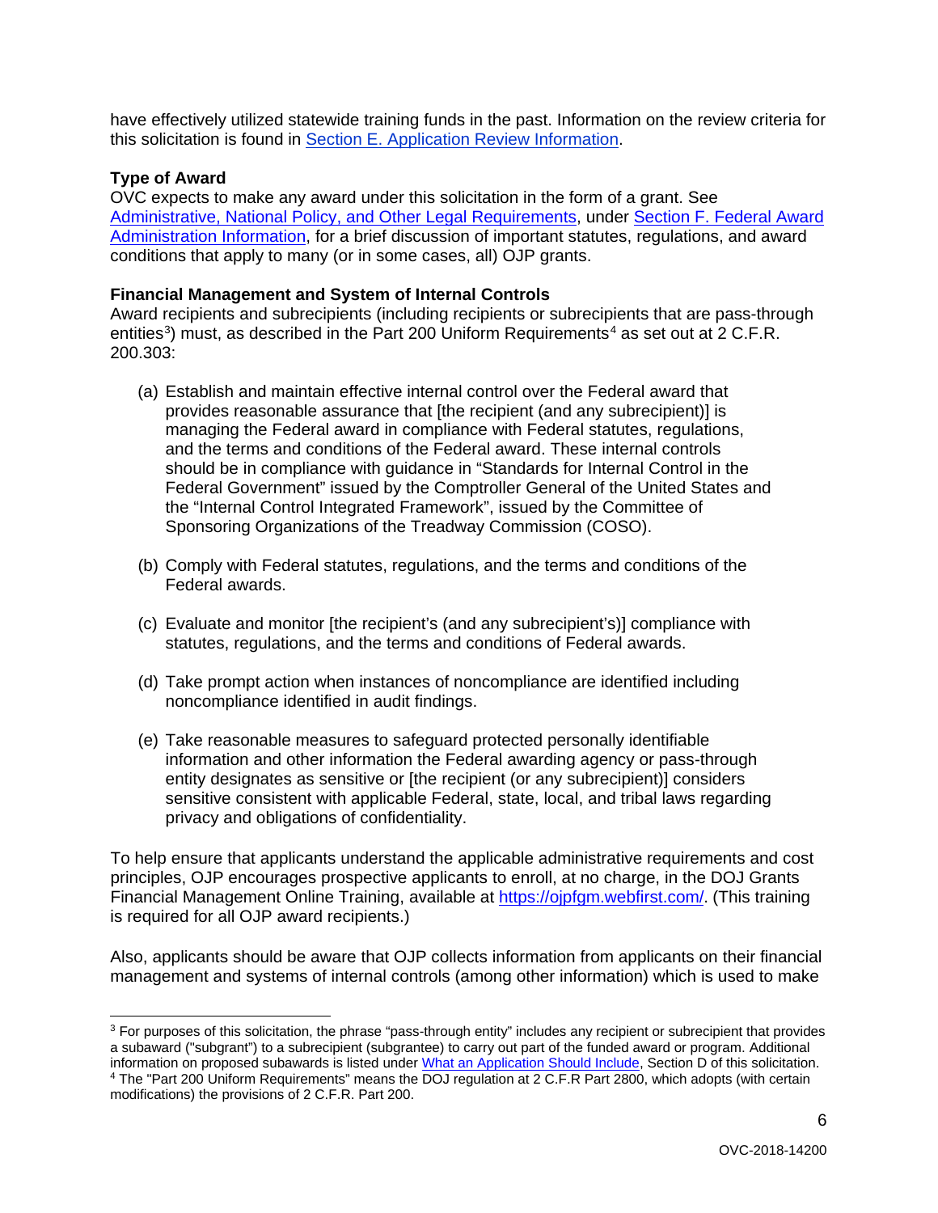have effectively utilized statewide training funds in the past. Information on the review criteria for this solicitation is found in Section E. Application Review Information.

**Type of Award**

OVC expects to make any award under this solicitation in the form of a grant. See Administrative, National Policy, and Other Legal Requirements, under Section F. Federal Award Administration Information, for a brief discussion of important statutes, regulations, and award conditions that apply to many (or in some cases, all) OJP grants.

**Financial Management and System of Internal Controls**

Award recipients and subrecipients (including recipients or subrecipients that are pass-through entities[3]) must, as described in the Part 200 Uniform Requirements[4] as set out at 2 C.F.R. 200.303:

(a) Establish and maintain effective internal control over the Federal award that provides reasonable assurance that [the recipient (and any subrecipient)] is managing the Federal award in compliance with Federal statutes, regulations, and the terms and conditions of the Federal award. These internal controls should be in compliance with guidance in "Standards for Internal Control in the Federal Government" issued by the Comptroller General of the United States and the "Internal Control Integrated Framework", issued by the Committee of Sponsoring Organizations of the Treadway Commission (COSO).

(b) Comply with Federal statutes, regulations, and the terms and conditions of the Federal awards.

(c) Evaluate and monitor [the recipient's (and any subrecipient's)] compliance with statutes, regulations, and the terms and conditions of Federal awards.

(d) Take prompt action when instances of noncompliance are identified including noncompliance identified in audit findings.

(e) Take reasonable measures to safeguard protected personally identifiable information and other information the Federal awarding agency or pass-through entity designates as sensitive or [the recipient (or any subrecipient)] considers sensitive consistent with applicable Federal, state, local, and tribal laws regarding privacy and obligations of confidentiality.

To help ensure that applicants understand the applicable administrative requirements and cost principles, OJP encourages prospective applicants to enroll, at no charge, in the DOJ Grants Financial Management Online Training, available at https://ojpfgm.webfirst.com/. (This training is required for all OJP award recipients.)

Also, applicants should be aware that OJP collects information from applicants on their financial management and systems of internal controls (among other information) which is used to make

---

[3] For purposes of this solicitation, the phrase "pass-through entity" includes any recipient or subrecipient that provides a subaward ("subgrant") to a subrecipient (subgrantee) to carry out part of the funded award or program. Additional information on proposed subawards is listed under What an Application Should Include, Section D of this solicitation.

[4] The "Part 200 Uniform Requirements" means the DOJ regulation at 2 C.F.R Part 2800, which adopts (with certain modifications) the provisions of 2 C.F.R. Part 200.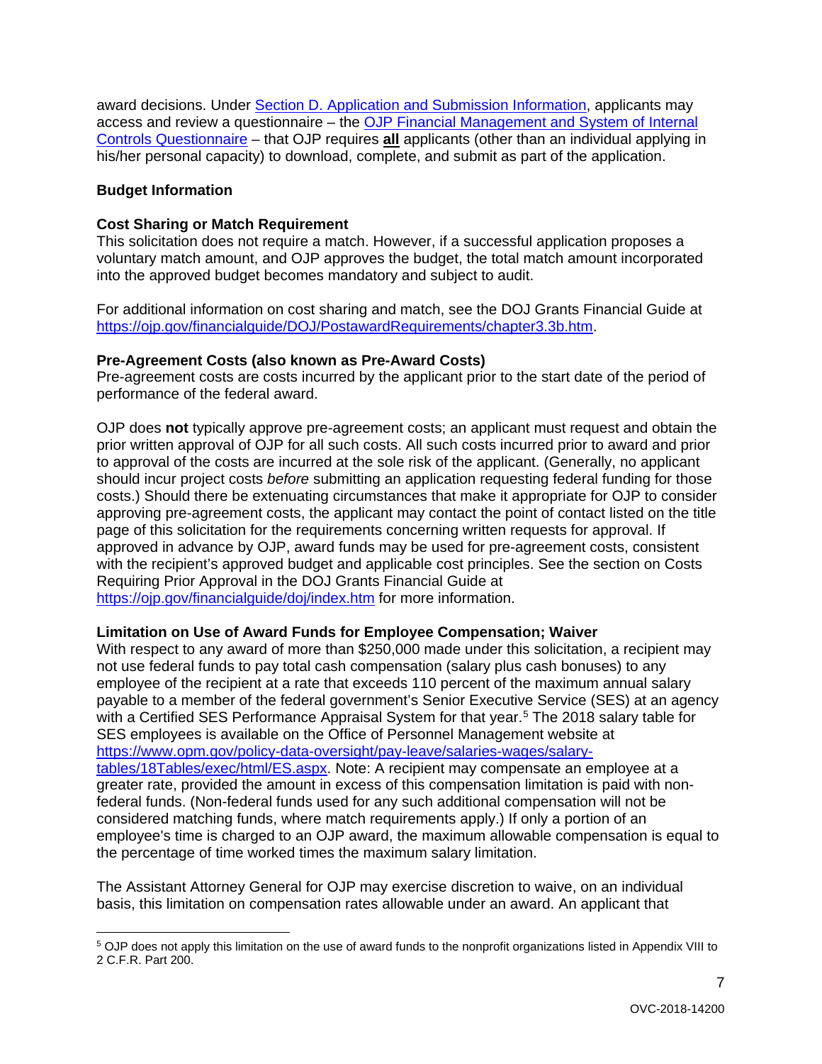award decisions. Under [Section D. Application and Submission Information](#), applicants may access and review a questionnaire – the [OJP Financial Management and System of Internal Controls Questionnaire](#) – that OJP requires **all** applicants (other than an individual applying in his/her personal capacity) to download, complete, and submit as part of the application.

**Budget Information**

**Cost Sharing or Match Requirement**
This solicitation does not require a match. However, if a successful application proposes a voluntary match amount, and OJP approves the budget, the total match amount incorporated into the approved budget becomes mandatory and subject to audit.

For additional information on cost sharing and match, see the DOJ Grants Financial Guide at https://ojp.gov/financialguide/DOJ/PostawardRequirements/chapter3.3b.htm.

**Pre-Agreement Costs (also known as Pre-Award Costs)**
Pre-agreement costs are costs incurred by the applicant prior to the start date of the period of performance of the federal award.

OJP does **not** typically approve pre-agreement costs; an applicant must request and obtain the prior written approval of OJP for all such costs. All such costs incurred prior to award and prior to approval of the costs are incurred at the sole risk of the applicant. (Generally, no applicant should incur project costs *before* submitting an application requesting federal funding for those costs.) Should there be extenuating circumstances that make it appropriate for OJP to consider approving pre-agreement costs, the applicant may contact the point of contact listed on the title page of this solicitation for the requirements concerning written requests for approval. If approved in advance by OJP, award funds may be used for pre-agreement costs, consistent with the recipient's approved budget and applicable cost principles. See the section on Costs Requiring Prior Approval in the DOJ Grants Financial Guide at https://ojp.gov/financialguide/doj/index.htm for more information.

**Limitation on Use of Award Funds for Employee Compensation; Waiver**
With respect to any award of more than $250,000 made under this solicitation, a recipient may not use federal funds to pay total cash compensation (salary plus cash bonuses) to any employee of the recipient at a rate that exceeds 110 percent of the maximum annual salary payable to a member of the federal government's Senior Executive Service (SES) at an agency with a Certified SES Performance Appraisal System for that year.[5] The 2018 salary table for SES employees is available on the Office of Personnel Management website at https://www.opm.gov/policy-data-oversight/pay-leave/salaries-wages/salary-tables/18Tables/exec/html/ES.aspx. Note: A recipient may compensate an employee at a greater rate, provided the amount in excess of this compensation limitation is paid with non-federal funds. (Non-federal funds used for any such additional compensation will not be considered matching funds, where match requirements apply.) If only a portion of an employee's time is charged to an OJP award, the maximum allowable compensation is equal to the percentage of time worked times the maximum salary limitation.

The Assistant Attorney General for OJP may exercise discretion to waive, on an individual basis, this limitation on compensation rates allowable under an award. An applicant that

---

[5] OJP does not apply this limitation on the use of award funds to the nonprofit organizations listed in Appendix VIII to 2 C.F.R. Part 200.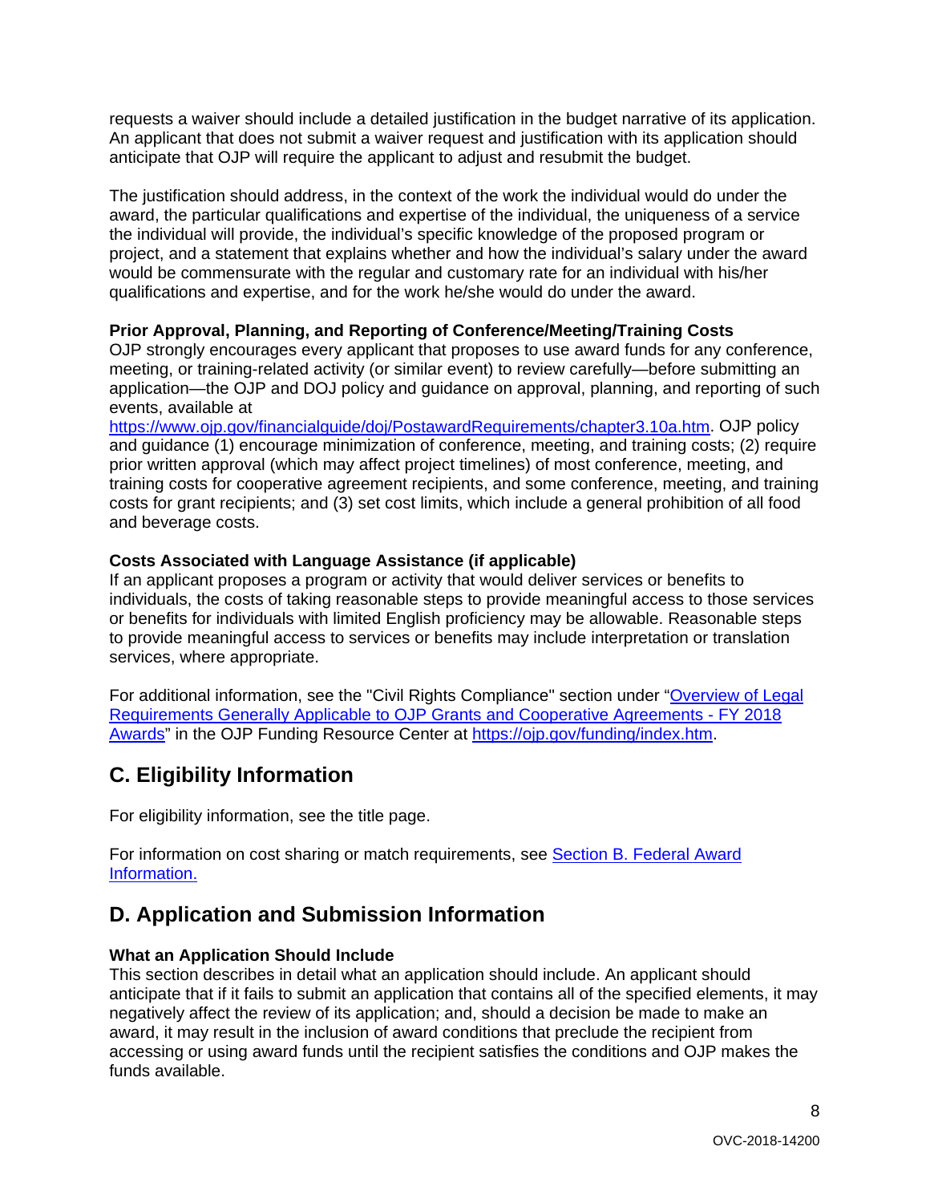requests a waiver should include a detailed justification in the budget narrative of its application. An applicant that does not submit a waiver request and justification with its application should anticipate that OJP will require the applicant to adjust and resubmit the budget.

The justification should address, in the context of the work the individual would do under the award, the particular qualifications and expertise of the individual, the uniqueness of a service the individual will provide, the individual's specific knowledge of the proposed program or project, and a statement that explains whether and how the individual's salary under the award would be commensurate with the regular and customary rate for an individual with his/her qualifications and expertise, and for the work he/she would do under the award.

**Prior Approval, Planning, and Reporting of Conference/Meeting/Training Costs**
OJP strongly encourages every applicant that proposes to use award funds for any conference, meeting, or training-related activity (or similar event) to review carefully—before submitting an application—the OJP and DOJ policy and guidance on approval, planning, and reporting of such events, available at [https://www.ojp.gov/financialguide/doj/PostawardRequirements/chapter3.10a.htm](https://www.ojp.gov/financialguide/doj/PostawardRequirements/chapter3.10a.htm). OJP policy and guidance (1) encourage minimization of conference, meeting, and training costs; (2) require prior written approval (which may affect project timelines) of most conference, meeting, and training costs for cooperative agreement recipients, and some conference, meeting, and training costs for grant recipients; and (3) set cost limits, which include a general prohibition of all food and beverage costs.

**Costs Associated with Language Assistance (if applicable)**
If an applicant proposes a program or activity that would deliver services or benefits to individuals, the costs of taking reasonable steps to provide meaningful access to those services or benefits for individuals with limited English proficiency may be allowable. Reasonable steps to provide meaningful access to services or benefits may include interpretation or translation services, where appropriate.

For additional information, see the "Civil Rights Compliance" section under "Overview of Legal Requirements Generally Applicable to OJP Grants and Cooperative Agreements - FY 2018 Awards" in the OJP Funding Resource Center at [https://ojp.gov/funding/index.htm](https://ojp.gov/funding/index.htm).

## C. Eligibility Information

For eligibility information, see the title page.

For information on cost sharing or match requirements, see Section B. Federal Award Information.

## D. Application and Submission Information

**What an Application Should Include**
This section describes in detail what an application should include. An applicant should anticipate that if it fails to submit an application that contains all of the specified elements, it may negatively affect the review of its application; and, should a decision be made to make an award, it may result in the inclusion of award conditions that preclude the recipient from accessing or using award funds until the recipient satisfies the conditions and OJP makes the funds available.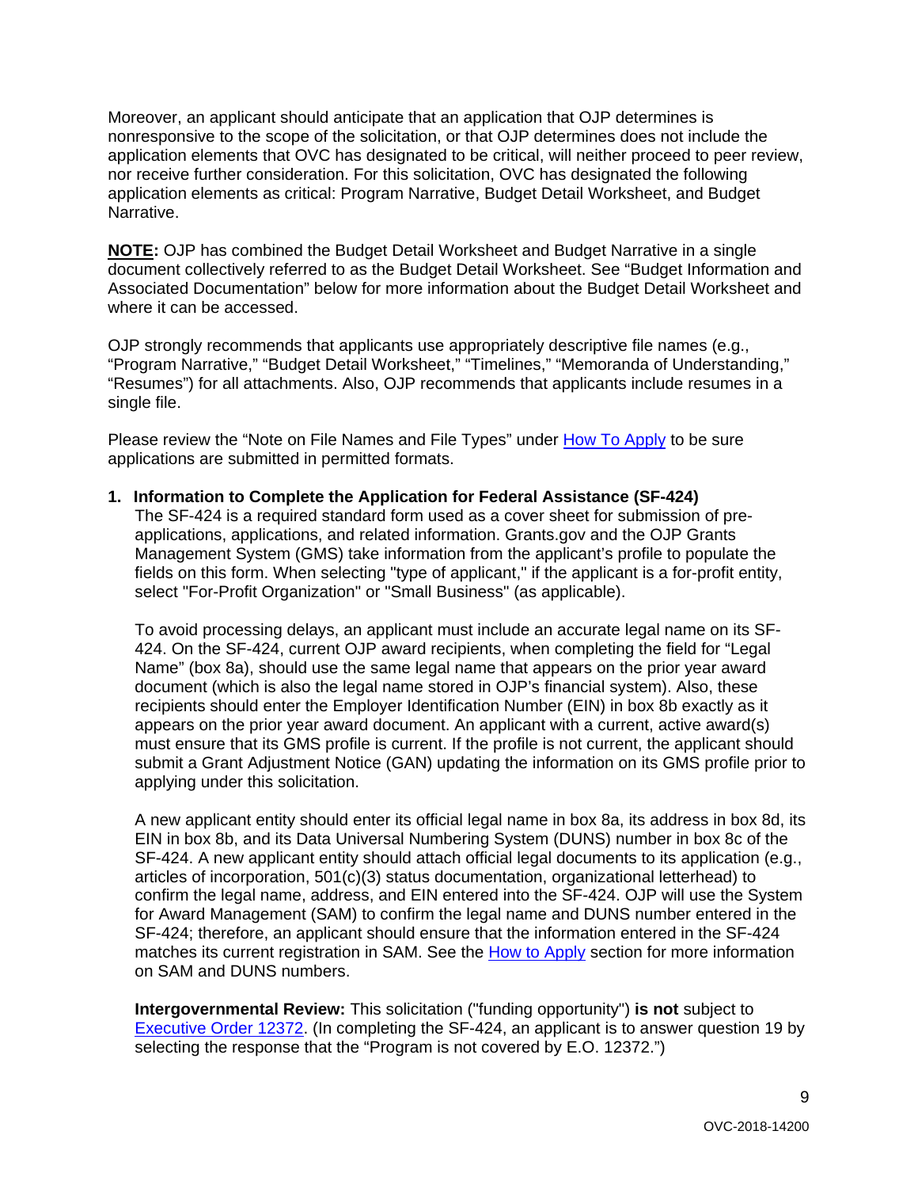Moreover, an applicant should anticipate that an application that OJP determines is nonresponsive to the scope of the solicitation, or that OJP determines does not include the application elements that OVC has designated to be critical, will neither proceed to peer review, nor receive further consideration. For this solicitation, OVC has designated the following application elements as critical: Program Narrative, Budget Detail Worksheet, and Budget Narrative.

**NOTE:** OJP has combined the Budget Detail Worksheet and Budget Narrative in a single document collectively referred to as the Budget Detail Worksheet. See "Budget Information and Associated Documentation" below for more information about the Budget Detail Worksheet and where it can be accessed.

OJP strongly recommends that applicants use appropriately descriptive file names (e.g., "Program Narrative," "Budget Detail Worksheet," "Timelines," "Memoranda of Understanding," "Resumes") for all attachments. Also, OJP recommends that applicants include resumes in a single file.

Please review the "Note on File Names and File Types" under How To Apply to be sure applications are submitted in permitted formats.

1. **Information to Complete the Application for Federal Assistance (SF-424)**

   The SF-424 is a required standard form used as a cover sheet for submission of pre-applications, applications, and related information. Grants.gov and the OJP Grants Management System (GMS) take information from the applicant's profile to populate the fields on this form. When selecting "type of applicant," if the applicant is a for-profit entity, select "For-Profit Organization" or "Small Business" (as applicable).

   To avoid processing delays, an applicant must include an accurate legal name on its SF-424. On the SF-424, current OJP award recipients, when completing the field for "Legal Name" (box 8a), should use the same legal name that appears on the prior year award document (which is also the legal name stored in OJP's financial system). Also, these recipients should enter the Employer Identification Number (EIN) in box 8b exactly as it appears on the prior year award document. An applicant with a current, active award(s) must ensure that its GMS profile is current. If the profile is not current, the applicant should submit a Grant Adjustment Notice (GAN) updating the information on its GMS profile prior to applying under this solicitation.

   A new applicant entity should enter its official legal name in box 8a, its address in box 8d, its EIN in box 8b, and its Data Universal Numbering System (DUNS) number in box 8c of the SF-424. A new applicant entity should attach official legal documents to its application (e.g., articles of incorporation, 501(c)(3) status documentation, organizational letterhead) to confirm the legal name, address, and EIN entered into the SF-424. OJP will use the System for Award Management (SAM) to confirm the legal name and DUNS number entered in the SF-424; therefore, an applicant should ensure that the information entered in the SF-424 matches its current registration in SAM. See the How to Apply section for more information on SAM and DUNS numbers.

   **Intergovernmental Review:** This solicitation ("funding opportunity") **is not** subject to Executive Order 12372. (In completing the SF-424, an applicant is to answer question 19 by selecting the response that the "Program is not covered by E.O. 12372.")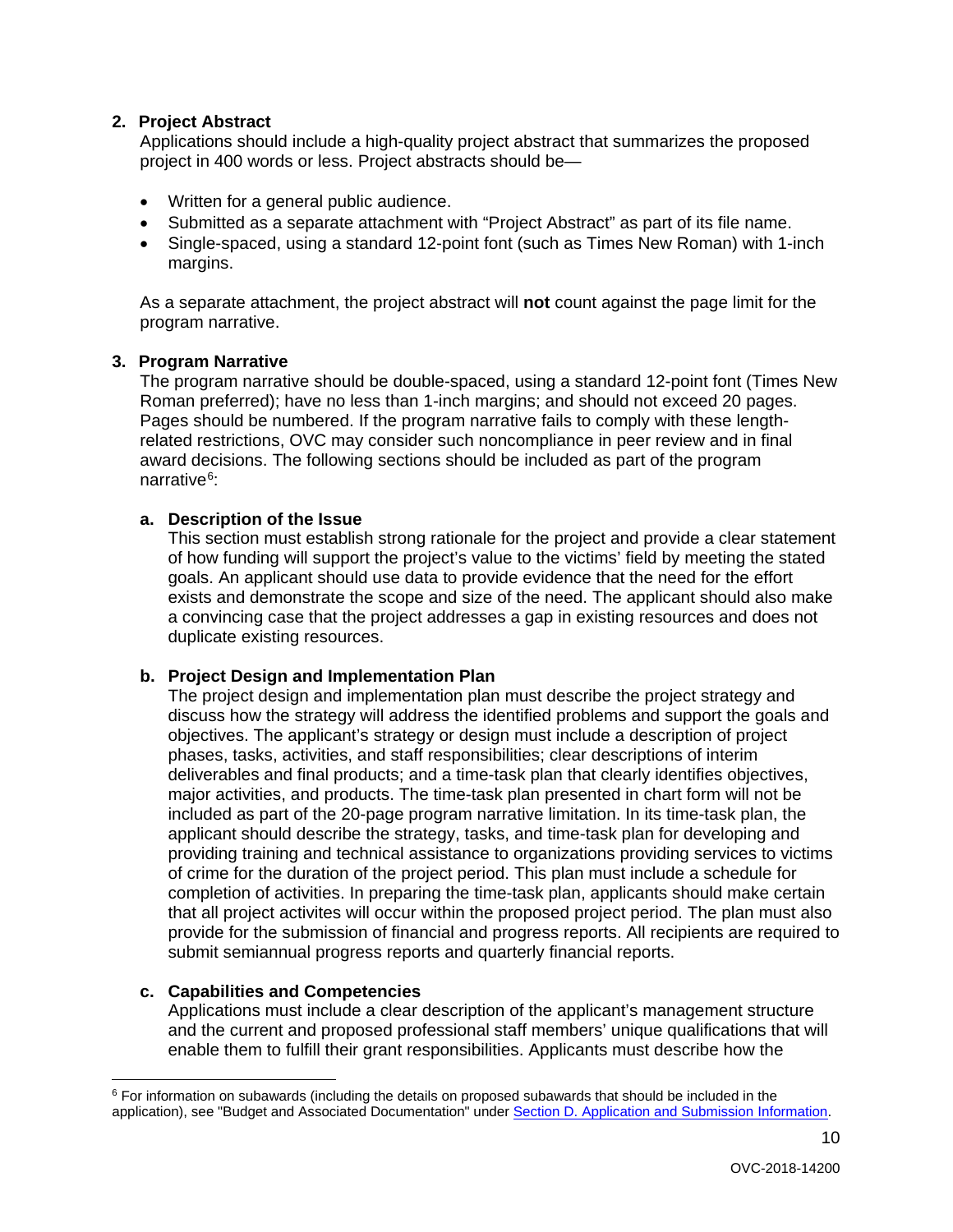**2. Project Abstract**

Applications should include a high-quality project abstract that summarizes the proposed project in 400 words or less. Project abstracts should be—

- Written for a general public audience.
- Submitted as a separate attachment with "Project Abstract" as part of its file name.
- Single-spaced, using a standard 12-point font (such as Times New Roman) with 1-inch margins.

As a separate attachment, the project abstract will **not** count against the page limit for the program narrative.

**3. Program Narrative**

The program narrative should be double-spaced, using a standard 12-point font (Times New Roman preferred); have no less than 1-inch margins; and should not exceed 20 pages. Pages should be numbered. If the program narrative fails to comply with these length-related restrictions, OVC may consider such noncompliance in peer review and in final award decisions. The following sections should be included as part of the program narrative[6]:

**a. Description of the Issue**

This section must establish strong rationale for the project and provide a clear statement of how funding will support the project's value to the victims' field by meeting the stated goals. An applicant should use data to provide evidence that the need for the effort exists and demonstrate the scope and size of the need. The applicant should also make a convincing case that the project addresses a gap in existing resources and does not duplicate existing resources.

**b. Project Design and Implementation Plan**

The project design and implementation plan must describe the project strategy and discuss how the strategy will address the identified problems and support the goals and objectives. The applicant's strategy or design must include a description of project phases, tasks, activities, and staff responsibilities; clear descriptions of interim deliverables and final products; and a time-task plan that clearly identifies objectives, major activities, and products. The time-task plan presented in chart form will not be included as part of the 20-page program narrative limitation. In its time-task plan, the applicant should describe the strategy, tasks, and time-task plan for developing and providing training and technical assistance to organizations providing services to victims of crime for the duration of the project period. This plan must include a schedule for completion of activities. In preparing the time-task plan, applicants should make certain that all project activites will occur within the proposed project period. The plan must also provide for the submission of financial and progress reports. All recipients are required to submit semiannual progress reports and quarterly financial reports.

**c. Capabilities and Competencies**

Applications must include a clear description of the applicant's management structure and the current and proposed professional staff members' unique qualifications that will enable them to fulfill their grant responsibilities. Applicants must describe how the

---

[6] For information on subawards (including the details on proposed subawards that should be included in the application), see "Budget and Associated Documentation" under Section D. Application and Submission Information.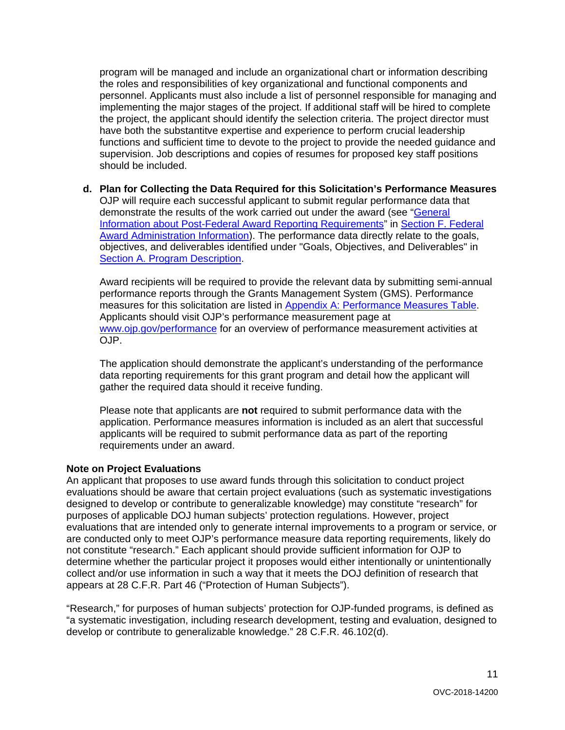program will be managed and include an organizational chart or information describing the roles and responsibilities of key organizational and functional components and personnel. Applicants must also include a list of personnel responsible for managing and implementing the major stages of the project. If additional staff will be hired to complete the project, the applicant should identify the selection criteria. The project director must have both the substantitve expertise and experience to perform crucial leadership functions and sufficient time to devote to the project to provide the needed guidance and supervision. Job descriptions and copies of resumes for proposed key staff positions should be included.

**d. Plan for Collecting the Data Required for this Solicitation's Performance Measures**

OJP will require each successful applicant to submit regular performance data that demonstrate the results of the work carried out under the award (see "General Information about Post-Federal Award Reporting Requirements" in Section F. Federal Award Administration Information). The performance data directly relate to the goals, objectives, and deliverables identified under "Goals, Objectives, and Deliverables" in Section A. Program Description.

Award recipients will be required to provide the relevant data by submitting semi-annual performance reports through the Grants Management System (GMS). Performance measures for this solicitation are listed in Appendix A: Performance Measures Table. Applicants should visit OJP's performance measurement page at www.ojp.gov/performance for an overview of performance measurement activities at OJP.

The application should demonstrate the applicant's understanding of the performance data reporting requirements for this grant program and detail how the applicant will gather the required data should it receive funding.

Please note that applicants are **not** required to submit performance data with the application. Performance measures information is included as an alert that successful applicants will be required to submit performance data as part of the reporting requirements under an award.

**Note on Project Evaluations**

An applicant that proposes to use award funds through this solicitation to conduct project evaluations should be aware that certain project evaluations (such as systematic investigations designed to develop or contribute to generalizable knowledge) may constitute "research" for purposes of applicable DOJ human subjects' protection regulations. However, project evaluations that are intended only to generate internal improvements to a program or service, or are conducted only to meet OJP's performance measure data reporting requirements, likely do not constitute "research." Each applicant should provide sufficient information for OJP to determine whether the particular project it proposes would either intentionally or unintentionally collect and/or use information in such a way that it meets the DOJ definition of research that appears at 28 C.F.R. Part 46 ("Protection of Human Subjects").

"Research," for purposes of human subjects' protection for OJP-funded programs, is defined as "a systematic investigation, including research development, testing and evaluation, designed to develop or contribute to generalizable knowledge." 28 C.F.R. 46.102(d).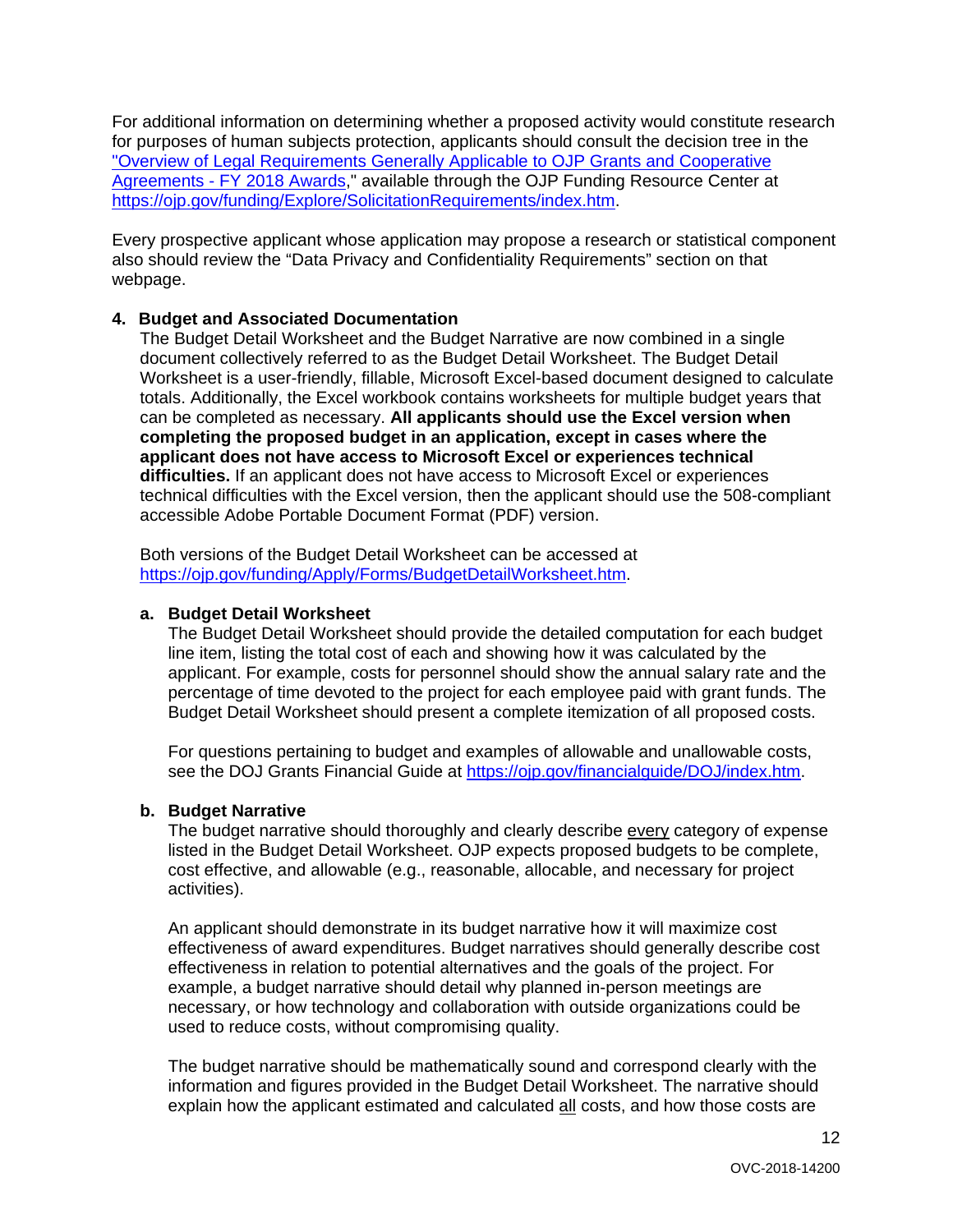For additional information on determining whether a proposed activity would constitute research for purposes of human subjects protection, applicants should consult the decision tree in the ["Overview of Legal Requirements Generally Applicable to OJP Grants and Cooperative Agreements - FY 2018 Awards](https://ojp.gov/funding/Explore/SolicitationRequirements/index.htm)," available through the OJP Funding Resource Center at [https://ojp.gov/funding/Explore/SolicitationRequirements/index.htm](https://ojp.gov/funding/Explore/SolicitationRequirements/index.htm).

Every prospective applicant whose application may propose a research or statistical component also should review the "Data Privacy and Confidentiality Requirements" section on that webpage.

**4. Budget and Associated Documentation**

The Budget Detail Worksheet and the Budget Narrative are now combined in a single document collectively referred to as the Budget Detail Worksheet. The Budget Detail Worksheet is a user-friendly, fillable, Microsoft Excel-based document designed to calculate totals. Additionally, the Excel workbook contains worksheets for multiple budget years that can be completed as necessary. **All applicants should use the Excel version when completing the proposed budget in an application, except in cases where the applicant does not have access to Microsoft Excel or experiences technical difficulties.** If an applicant does not have access to Microsoft Excel or experiences technical difficulties with the Excel version, then the applicant should use the 508-compliant accessible Adobe Portable Document Format (PDF) version.

Both versions of the Budget Detail Worksheet can be accessed at [https://ojp.gov/funding/Apply/Forms/BudgetDetailWorksheet.htm](https://ojp.gov/funding/Apply/Forms/BudgetDetailWorksheet.htm).

**a. Budget Detail Worksheet**

The Budget Detail Worksheet should provide the detailed computation for each budget line item, listing the total cost of each and showing how it was calculated by the applicant. For example, costs for personnel should show the annual salary rate and the percentage of time devoted to the project for each employee paid with grant funds. The Budget Detail Worksheet should present a complete itemization of all proposed costs.

For questions pertaining to budget and examples of allowable and unallowable costs, see the DOJ Grants Financial Guide at [https://ojp.gov/financialguide/DOJ/index.htm](https://ojp.gov/financialguide/DOJ/index.htm).

**b. Budget Narrative**

The budget narrative should thoroughly and clearly describe <u>every</u> category of expense listed in the Budget Detail Worksheet. OJP expects proposed budgets to be complete, cost effective, and allowable (e.g., reasonable, allocable, and necessary for project activities).

An applicant should demonstrate in its budget narrative how it will maximize cost effectiveness of award expenditures. Budget narratives should generally describe cost effectiveness in relation to potential alternatives and the goals of the project. For example, a budget narrative should detail why planned in-person meetings are necessary, or how technology and collaboration with outside organizations could be used to reduce costs, without compromising quality.

The budget narrative should be mathematically sound and correspond clearly with the information and figures provided in the Budget Detail Worksheet. The narrative should explain how the applicant estimated and calculated <u>all</u> costs, and how those costs are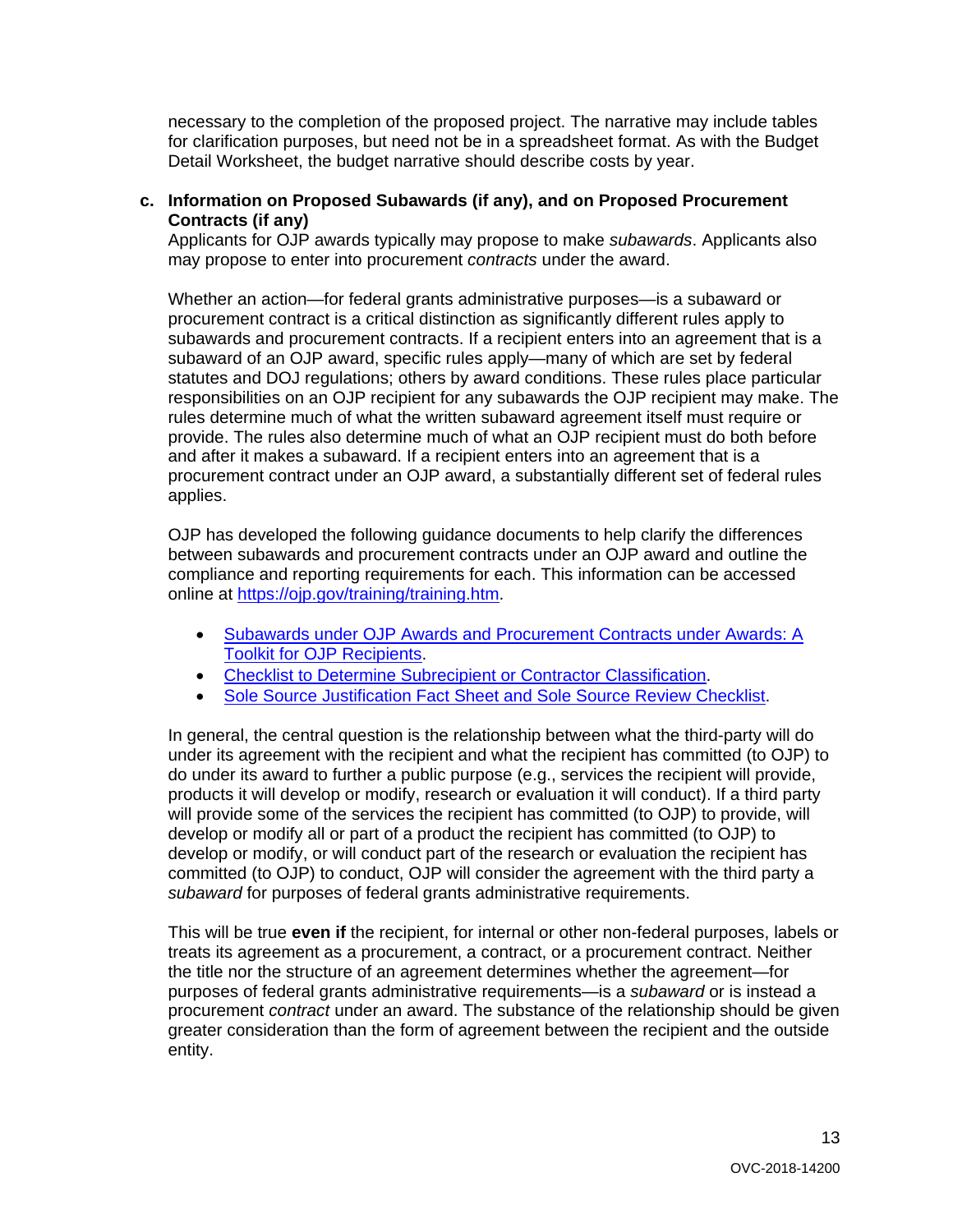necessary to the completion of the proposed project. The narrative may include tables for clarification purposes, but need not be in a spreadsheet format. As with the Budget Detail Worksheet, the budget narrative should describe costs by year.

**c. Information on Proposed Subawards (if any), and on Proposed Procurement Contracts (if any)**

Applicants for OJP awards typically may propose to make *subawards*. Applicants also may propose to enter into procurement *contracts* under the award.

Whether an action—for federal grants administrative purposes—is a subaward or procurement contract is a critical distinction as significantly different rules apply to subawards and procurement contracts. If a recipient enters into an agreement that is a subaward of an OJP award, specific rules apply—many of which are set by federal statutes and DOJ regulations; others by award conditions. These rules place particular responsibilities on an OJP recipient for any subawards the OJP recipient may make. The rules determine much of what the written subaward agreement itself must require or provide. The rules also determine much of what an OJP recipient must do both before and after it makes a subaward. If a recipient enters into an agreement that is a procurement contract under an OJP award, a substantially different set of federal rules applies.

OJP has developed the following guidance documents to help clarify the differences between subawards and procurement contracts under an OJP award and outline the compliance and reporting requirements for each. This information can be accessed online at [https://ojp.gov/training/training.htm](https://ojp.gov/training/training.htm).

- [Subawards under OJP Awards and Procurement Contracts under Awards: A Toolkit for OJP Recipients]().
- [Checklist to Determine Subrecipient or Contractor Classification]().
- [Sole Source Justification Fact Sheet and Sole Source Review Checklist]().

In general, the central question is the relationship between what the third-party will do under its agreement with the recipient and what the recipient has committed (to OJP) to do under its award to further a public purpose (e.g., services the recipient will provide, products it will develop or modify, research or evaluation it will conduct). If a third party will provide some of the services the recipient has committed (to OJP) to provide, will develop or modify all or part of a product the recipient has committed (to OJP) to develop or modify, or will conduct part of the research or evaluation the recipient has committed (to OJP) to conduct, OJP will consider the agreement with the third party a *subaward* for purposes of federal grants administrative requirements.

This will be true **even if** the recipient, for internal or other non-federal purposes, labels or treats its agreement as a procurement, a contract, or a procurement contract. Neither the title nor the structure of an agreement determines whether the agreement—for purposes of federal grants administrative requirements—is a *subaward* or is instead a procurement *contract* under an award. The substance of the relationship should be given greater consideration than the form of agreement between the recipient and the outside entity.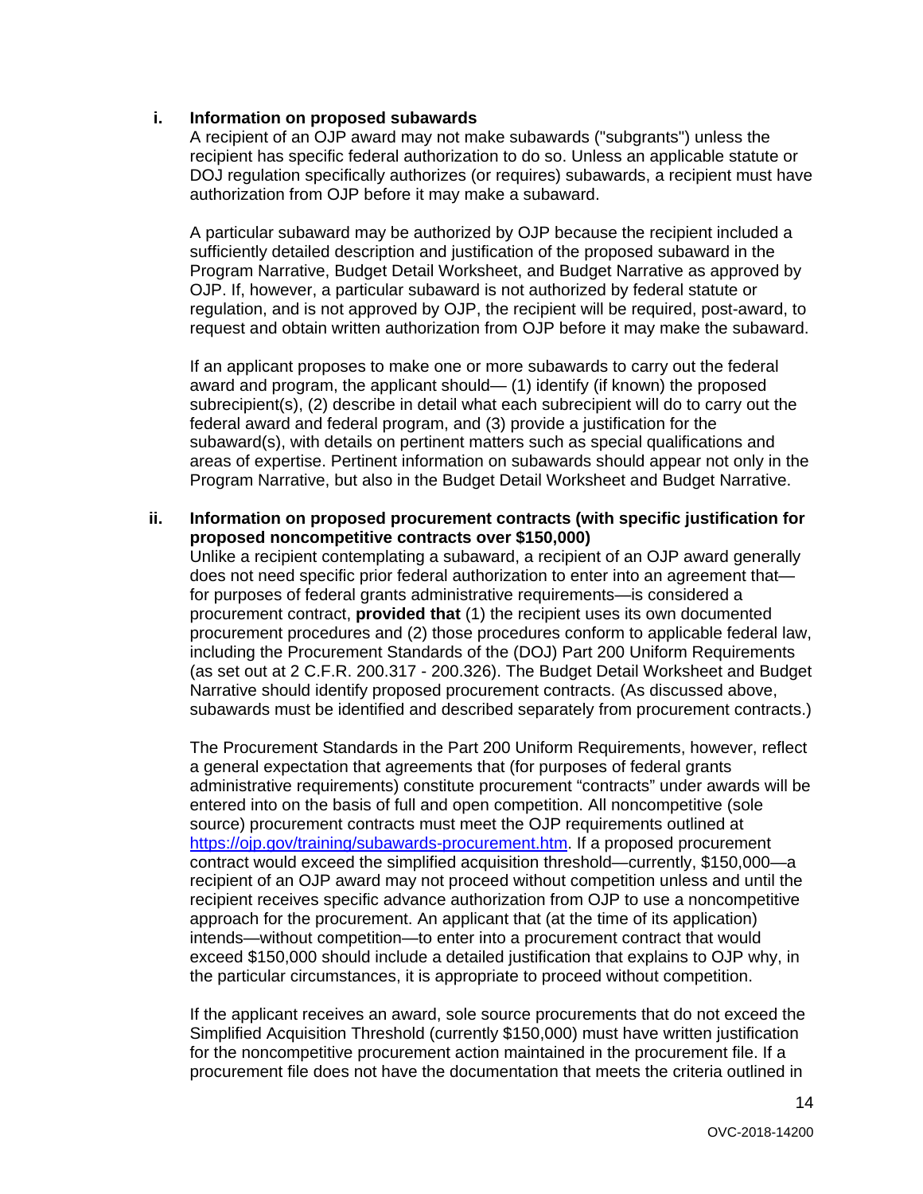**i. Information on proposed subawards**

A recipient of an OJP award may not make subawards ("subgrants") unless the recipient has specific federal authorization to do so. Unless an applicable statute or DOJ regulation specifically authorizes (or requires) subawards, a recipient must have authorization from OJP before it may make a subaward.

A particular subaward may be authorized by OJP because the recipient included a sufficiently detailed description and justification of the proposed subaward in the Program Narrative, Budget Detail Worksheet, and Budget Narrative as approved by OJP. If, however, a particular subaward is not authorized by federal statute or regulation, and is not approved by OJP, the recipient will be required, post-award, to request and obtain written authorization from OJP before it may make the subaward.

If an applicant proposes to make one or more subawards to carry out the federal award and program, the applicant should— (1) identify (if known) the proposed subrecipient(s), (2) describe in detail what each subrecipient will do to carry out the federal award and federal program, and (3) provide a justification for the subaward(s), with details on pertinent matters such as special qualifications and areas of expertise. Pertinent information on subawards should appear not only in the Program Narrative, but also in the Budget Detail Worksheet and Budget Narrative.

**ii. Information on proposed procurement contracts (with specific justification for proposed noncompetitive contracts over $150,000)**

Unlike a recipient contemplating a subaward, a recipient of an OJP award generally does not need specific prior federal authorization to enter into an agreement that—for purposes of federal grants administrative requirements—is considered a procurement contract, **provided that** (1) the recipient uses its own documented procurement procedures and (2) those procedures conform to applicable federal law, including the Procurement Standards of the (DOJ) Part 200 Uniform Requirements (as set out at 2 C.F.R. 200.317 - 200.326). The Budget Detail Worksheet and Budget Narrative should identify proposed procurement contracts. (As discussed above, subawards must be identified and described separately from procurement contracts.)

The Procurement Standards in the Part 200 Uniform Requirements, however, reflect a general expectation that agreements that (for purposes of federal grants administrative requirements) constitute procurement "contracts" under awards will be entered into on the basis of full and open competition. All noncompetitive (sole source) procurement contracts must meet the OJP requirements outlined at [https://ojp.gov/training/subawards-procurement.htm](https://ojp.gov/training/subawards-procurement.htm). If a proposed procurement contract would exceed the simplified acquisition threshold—currently, $150,000—a recipient of an OJP award may not proceed without competition unless and until the recipient receives specific advance authorization from OJP to use a noncompetitive approach for the procurement. An applicant that (at the time of its application) intends—without competition—to enter into a procurement contract that would exceed $150,000 should include a detailed justification that explains to OJP why, in the particular circumstances, it is appropriate to proceed without competition.

If the applicant receives an award, sole source procurements that do not exceed the Simplified Acquisition Threshold (currently $150,000) must have written justification for the noncompetitive procurement action maintained in the procurement file. If a procurement file does not have the documentation that meets the criteria outlined in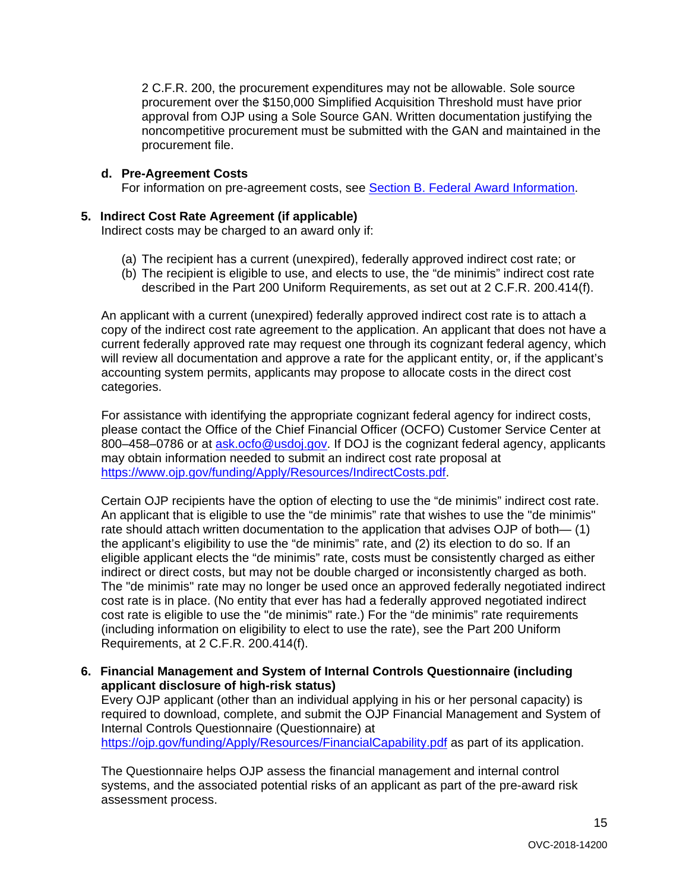2 C.F.R. 200, the procurement expenditures may not be allowable. Sole source procurement over the $150,000 Simplified Acquisition Threshold must have prior approval from OJP using a Sole Source GAN. Written documentation justifying the noncompetitive procurement must be submitted with the GAN and maintained in the procurement file.

**d. Pre-Agreement Costs**

For information on pre-agreement costs, see [Section B. Federal Award Information](#).

**5. Indirect Cost Rate Agreement (if applicable)**

Indirect costs may be charged to an award only if:

(a) The recipient has a current (unexpired), federally approved indirect cost rate; or
(b) The recipient is eligible to use, and elects to use, the "de minimis" indirect cost rate described in the Part 200 Uniform Requirements, as set out at 2 C.F.R. 200.414(f).

An applicant with a current (unexpired) federally approved indirect cost rate is to attach a copy of the indirect cost rate agreement to the application. An applicant that does not have a current federally approved rate may request one through its cognizant federal agency, which will review all documentation and approve a rate for the applicant entity, or, if the applicant's accounting system permits, applicants may propose to allocate costs in the direct cost categories.

For assistance with identifying the appropriate cognizant federal agency for indirect costs, please contact the Office of the Chief Financial Officer (OCFO) Customer Service Center at 800–458–0786 or at [ask.ocfo@usdoj.gov](mailto:ask.ocfo@usdoj.gov). If DOJ is the cognizant federal agency, applicants may obtain information needed to submit an indirect cost rate proposal at [https://www.ojp.gov/funding/Apply/Resources/IndirectCosts.pdf](https://www.ojp.gov/funding/Apply/Resources/IndirectCosts.pdf).

Certain OJP recipients have the option of electing to use the "de minimis" indirect cost rate. An applicant that is eligible to use the "de minimis" rate that wishes to use the "de minimis" rate should attach written documentation to the application that advises OJP of both— (1) the applicant's eligibility to use the "de minimis" rate, and (2) its election to do so. If an eligible applicant elects the "de minimis" rate, costs must be consistently charged as either indirect or direct costs, but may not be double charged or inconsistently charged as both. The "de minimis" rate may no longer be used once an approved federally negotiated indirect cost rate is in place. (No entity that ever has had a federally approved negotiated indirect cost rate is eligible to use the "de minimis" rate.) For the "de minimis" rate requirements (including information on eligibility to elect to use the rate), see the Part 200 Uniform Requirements, at 2 C.F.R. 200.414(f).

**6. Financial Management and System of Internal Controls Questionnaire (including applicant disclosure of high-risk status)**

Every OJP applicant (other than an individual applying in his or her personal capacity) is required to download, complete, and submit the OJP Financial Management and System of Internal Controls Questionnaire (Questionnaire) at [https://ojp.gov/funding/Apply/Resources/FinancialCapability.pdf](https://ojp.gov/funding/Apply/Resources/FinancialCapability.pdf) as part of its application.

The Questionnaire helps OJP assess the financial management and internal control systems, and the associated potential risks of an applicant as part of the pre-award risk assessment process.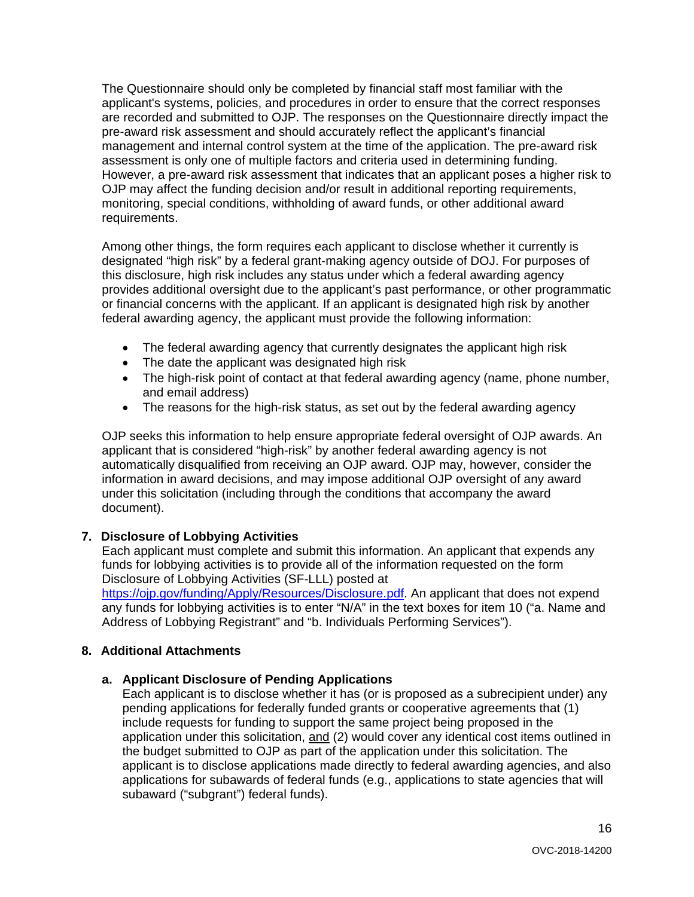The Questionnaire should only be completed by financial staff most familiar with the applicant's systems, policies, and procedures in order to ensure that the correct responses are recorded and submitted to OJP. The responses on the Questionnaire directly impact the pre-award risk assessment and should accurately reflect the applicant's financial management and internal control system at the time of the application. The pre-award risk assessment is only one of multiple factors and criteria used in determining funding. However, a pre-award risk assessment that indicates that an applicant poses a higher risk to OJP may affect the funding decision and/or result in additional reporting requirements, monitoring, special conditions, withholding of award funds, or other additional award requirements.

Among other things, the form requires each applicant to disclose whether it currently is designated "high risk" by a federal grant-making agency outside of DOJ. For purposes of this disclosure, high risk includes any status under which a federal awarding agency provides additional oversight due to the applicant's past performance, or other programmatic or financial concerns with the applicant. If an applicant is designated high risk by another federal awarding agency, the applicant must provide the following information:

- The federal awarding agency that currently designates the applicant high risk
- The date the applicant was designated high risk
- The high-risk point of contact at that federal awarding agency (name, phone number, and email address)
- The reasons for the high-risk status, as set out by the federal awarding agency

OJP seeks this information to help ensure appropriate federal oversight of OJP awards. An applicant that is considered "high-risk" by another federal awarding agency is not automatically disqualified from receiving an OJP award. OJP may, however, consider the information in award decisions, and may impose additional OJP oversight of any award under this solicitation (including through the conditions that accompany the award document).

**7. Disclosure of Lobbying Activities**

Each applicant must complete and submit this information. An applicant that expends any funds for lobbying activities is to provide all of the information requested on the form Disclosure of Lobbying Activities (SF-LLL) posted at https://ojp.gov/funding/Apply/Resources/Disclosure.pdf. An applicant that does not expend any funds for lobbying activities is to enter "N/A" in the text boxes for item 10 ("a. Name and Address of Lobbying Registrant" and "b. Individuals Performing Services").

**8. Additional Attachments**

**a. Applicant Disclosure of Pending Applications**

Each applicant is to disclose whether it has (or is proposed as a subrecipient under) any pending applications for federally funded grants or cooperative agreements that (1) include requests for funding to support the same project being proposed in the application under this solicitation, and (2) would cover any identical cost items outlined in the budget submitted to OJP as part of the application under this solicitation. The applicant is to disclose applications made directly to federal awarding agencies, and also applications for subawards of federal funds (e.g., applications to state agencies that will subaward ("subgrant") federal funds).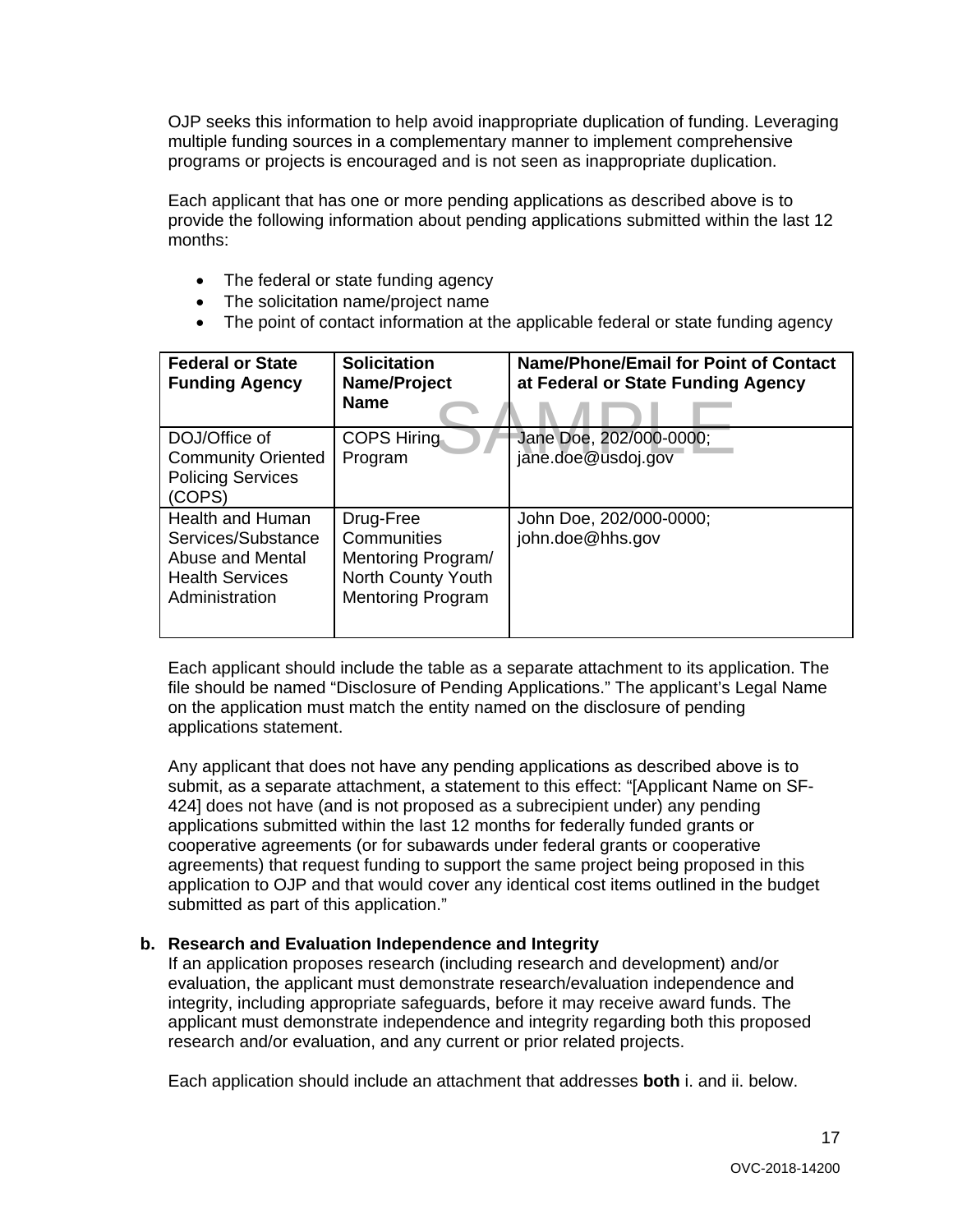OJP seeks this information to help avoid inappropriate duplication of funding. Leveraging multiple funding sources in a complementary manner to implement comprehensive programs or projects is encouraged and is not seen as inappropriate duplication.

Each applicant that has one or more pending applications as described above is to provide the following information about pending applications submitted within the last 12 months:

- The federal or state funding agency
- The solicitation name/project name
- The point of contact information at the applicable federal or state funding agency

| Federal or State Funding Agency | Solicitation Name/Project Name | Name/Phone/Email for Point of Contact at Federal or State Funding Agency |
|---|---|---|
| DOJ/Office of Community Oriented Policing Services (COPS) | COPS Hiring Program | Jane Doe, 202/000-0000; jane.doe@usdoj.gov |
| Health and Human Services/Substance Abuse and Mental Health Services Administration | Drug-Free Communities Mentoring Program/ North County Youth Mentoring Program | John Doe, 202/000-0000; john.doe@hhs.gov |

Each applicant should include the table as a separate attachment to its application. The file should be named "Disclosure of Pending Applications." The applicant's Legal Name on the application must match the entity named on the disclosure of pending applications statement.

Any applicant that does not have any pending applications as described above is to submit, as a separate attachment, a statement to this effect: "[Applicant Name on SF-424] does not have (and is not proposed as a subrecipient under) any pending applications submitted within the last 12 months for federally funded grants or cooperative agreements (or for subawards under federal grants or cooperative agreements) that request funding to support the same project being proposed in this application to OJP and that would cover any identical cost items outlined in the budget submitted as part of this application."

**b. Research and Evaluation Independence and Integrity**

If an application proposes research (including research and development) and/or evaluation, the applicant must demonstrate research/evaluation independence and integrity, including appropriate safeguards, before it may receive award funds. The applicant must demonstrate independence and integrity regarding both this proposed research and/or evaluation, and any current or prior related projects.

Each application should include an attachment that addresses **both** i. and ii. below.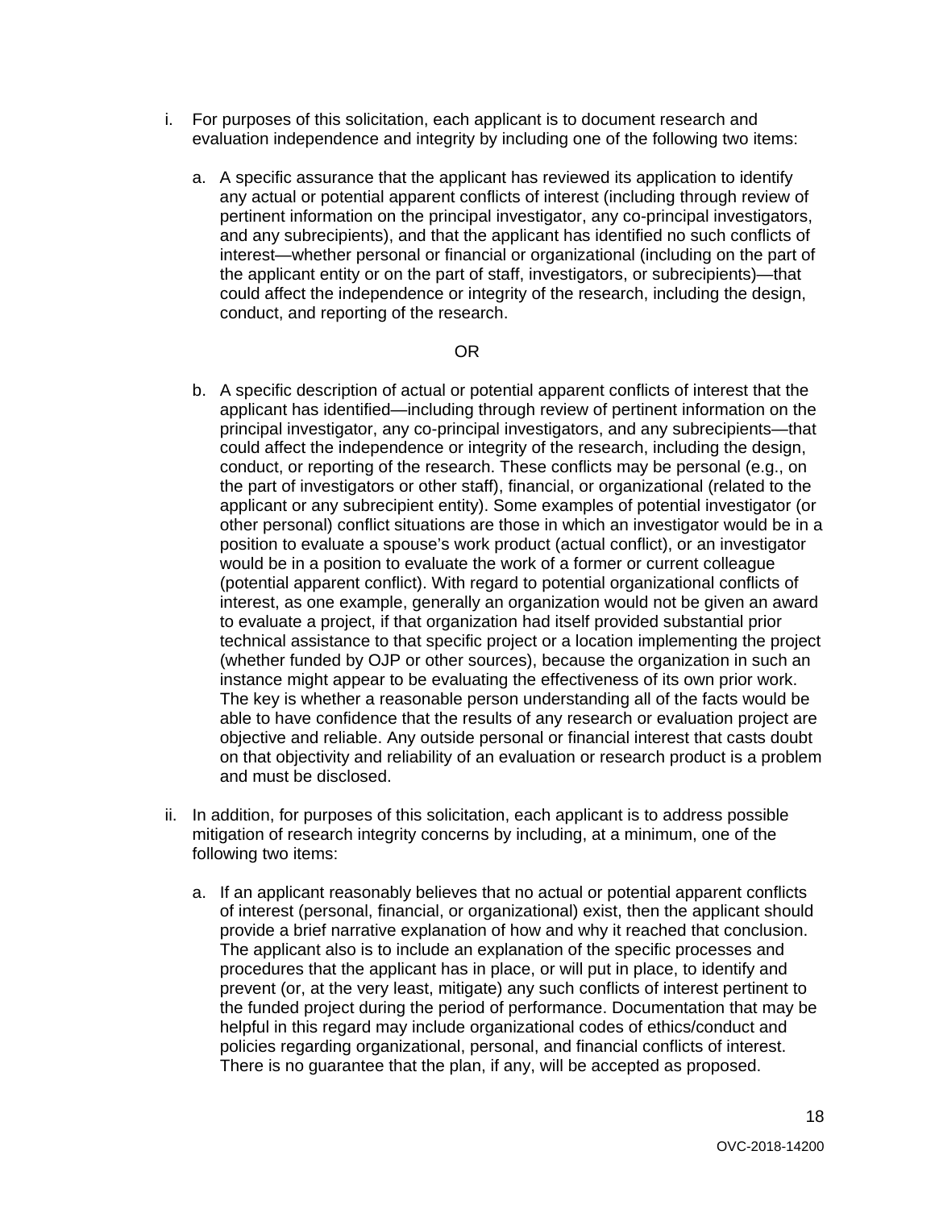i. For purposes of this solicitation, each applicant is to document research and evaluation independence and integrity by including one of the following two items:

   a. A specific assurance that the applicant has reviewed its application to identify any actual or potential apparent conflicts of interest (including through review of pertinent information on the principal investigator, any co-principal investigators, and any subrecipients), and that the applicant has identified no such conflicts of interest—whether personal or financial or organizational (including on the part of the applicant entity or on the part of staff, investigators, or subrecipients)—that could affect the independence or integrity of the research, including the design, conduct, and reporting of the research.

   OR

   b. A specific description of actual or potential apparent conflicts of interest that the applicant has identified—including through review of pertinent information on the principal investigator, any co-principal investigators, and any subrecipients—that could affect the independence or integrity of the research, including the design, conduct, or reporting of the research. These conflicts may be personal (e.g., on the part of investigators or other staff), financial, or organizational (related to the applicant or any subrecipient entity). Some examples of potential investigator (or other personal) conflict situations are those in which an investigator would be in a position to evaluate a spouse's work product (actual conflict), or an investigator would be in a position to evaluate the work of a former or current colleague (potential apparent conflict). With regard to potential organizational conflicts of interest, as one example, generally an organization would not be given an award to evaluate a project, if that organization had itself provided substantial prior technical assistance to that specific project or a location implementing the project (whether funded by OJP or other sources), because the organization in such an instance might appear to be evaluating the effectiveness of its own prior work. The key is whether a reasonable person understanding all of the facts would be able to have confidence that the results of any research or evaluation project are objective and reliable. Any outside personal or financial interest that casts doubt on that objectivity and reliability of an evaluation or research product is a problem and must be disclosed.

ii. In addition, for purposes of this solicitation, each applicant is to address possible mitigation of research integrity concerns by including, at a minimum, one of the following two items:

   a. If an applicant reasonably believes that no actual or potential apparent conflicts of interest (personal, financial, or organizational) exist, then the applicant should provide a brief narrative explanation of how and why it reached that conclusion. The applicant also is to include an explanation of the specific processes and procedures that the applicant has in place, or will put in place, to identify and prevent (or, at the very least, mitigate) any such conflicts of interest pertinent to the funded project during the period of performance. Documentation that may be helpful in this regard may include organizational codes of ethics/conduct and policies regarding organizational, personal, and financial conflicts of interest. There is no guarantee that the plan, if any, will be accepted as proposed.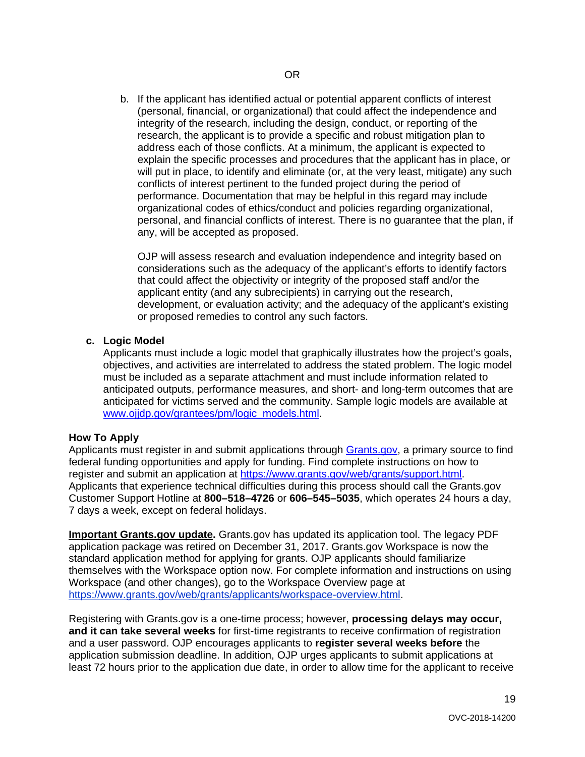OR

b. If the applicant has identified actual or potential apparent conflicts of interest (personal, financial, or organizational) that could affect the independence and integrity of the research, including the design, conduct, or reporting of the research, the applicant is to provide a specific and robust mitigation plan to address each of those conflicts. At a minimum, the applicant is expected to explain the specific processes and procedures that the applicant has in place, or will put in place, to identify and eliminate (or, at the very least, mitigate) any such conflicts of interest pertinent to the funded project during the period of performance. Documentation that may be helpful in this regard may include organizational codes of ethics/conduct and policies regarding organizational, personal, and financial conflicts of interest. There is no guarantee that the plan, if any, will be accepted as proposed.

   OJP will assess research and evaluation independence and integrity based on considerations such as the adequacy of the applicant's efforts to identify factors that could affect the objectivity or integrity of the proposed staff and/or the applicant entity (and any subrecipients) in carrying out the research, development, or evaluation activity; and the adequacy of the applicant's existing or proposed remedies to control any such factors.

**c. Logic Model**

Applicants must include a logic model that graphically illustrates how the project's goals, objectives, and activities are interrelated to address the stated problem. The logic model must be included as a separate attachment and must include information related to anticipated outputs, performance measures, and short- and long-term outcomes that are anticipated for victims served and the community. Sample logic models are available at www.ojjdp.gov/grantees/pm/logic_models.html.

**How To Apply**

Applicants must register in and submit applications through Grants.gov, a primary source to find federal funding opportunities and apply for funding. Find complete instructions on how to register and submit an application at https://www.grants.gov/web/grants/support.html. Applicants that experience technical difficulties during this process should call the Grants.gov Customer Support Hotline at **800–518–4726** or **606–545–5035**, which operates 24 hours a day, 7 days a week, except on federal holidays.

**Important Grants.gov update.** Grants.gov has updated its application tool. The legacy PDF application package was retired on December 31, 2017. Grants.gov Workspace is now the standard application method for applying for grants. OJP applicants should familiarize themselves with the Workspace option now. For complete information and instructions on using Workspace (and other changes), go to the Workspace Overview page at https://www.grants.gov/web/grants/applicants/workspace-overview.html.

Registering with Grants.gov is a one-time process; however, **processing delays may occur, and it can take several weeks** for first-time registrants to receive confirmation of registration and a user password. OJP encourages applicants to **register several weeks before** the application submission deadline. In addition, OJP urges applicants to submit applications at least 72 hours prior to the application due date, in order to allow time for the applicant to receive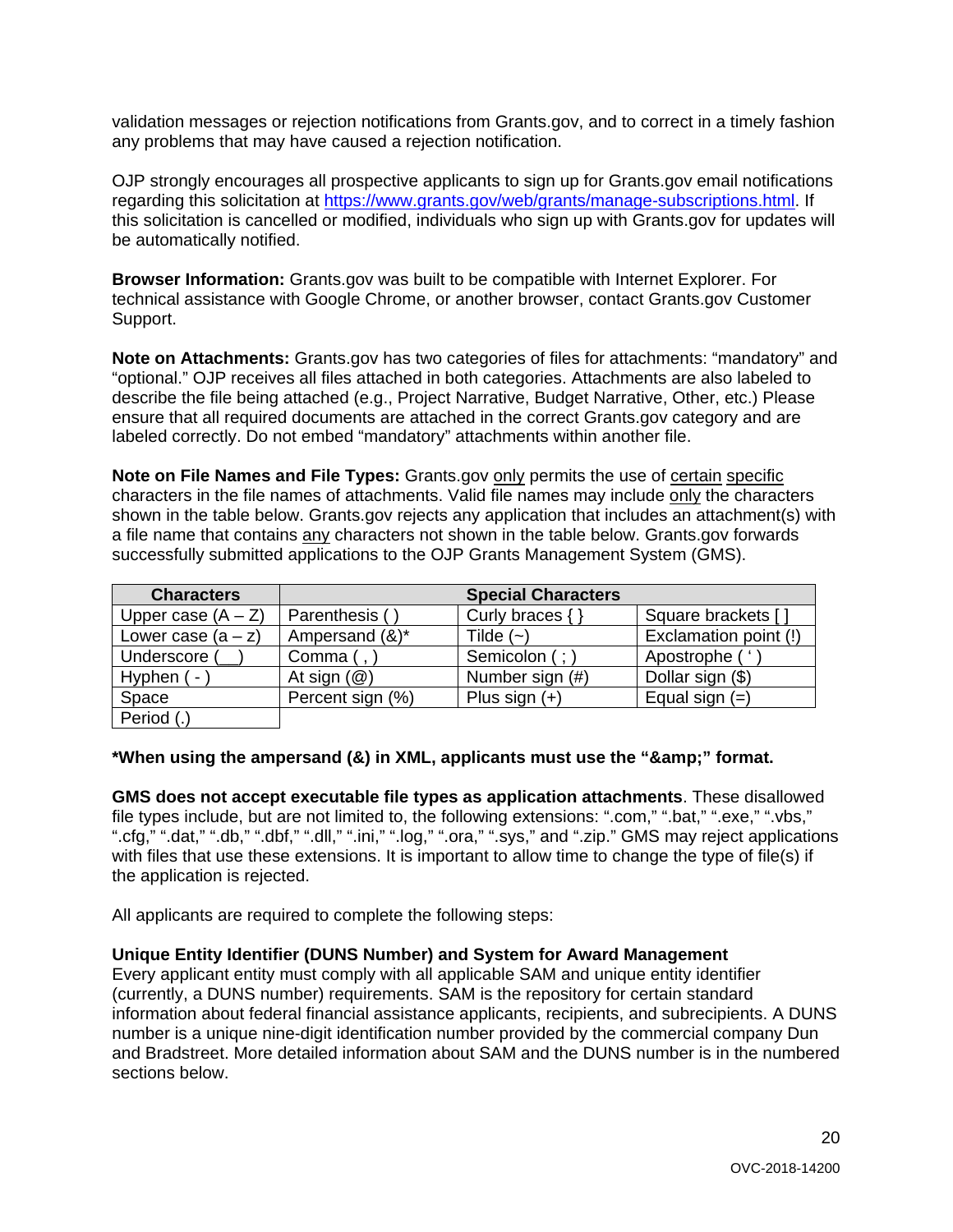validation messages or rejection notifications from Grants.gov, and to correct in a timely fashion any problems that may have caused a rejection notification.

OJP strongly encourages all prospective applicants to sign up for Grants.gov email notifications regarding this solicitation at https://www.grants.gov/web/grants/manage-subscriptions.html. If this solicitation is cancelled or modified, individuals who sign up with Grants.gov for updates will be automatically notified.

**Browser Information:** Grants.gov was built to be compatible with Internet Explorer. For technical assistance with Google Chrome, or another browser, contact Grants.gov Customer Support.

**Note on Attachments:** Grants.gov has two categories of files for attachments: "mandatory" and "optional." OJP receives all files attached in both categories. Attachments are also labeled to describe the file being attached (e.g., Project Narrative, Budget Narrative, Other, etc.) Please ensure that all required documents are attached in the correct Grants.gov category and are labeled correctly. Do not embed "mandatory" attachments within another file.

**Note on File Names and File Types:** Grants.gov only permits the use of certain specific characters in the file names of attachments. Valid file names may include only the characters shown in the table below. Grants.gov rejects any application that includes an attachment(s) with a file name that contains any characters not shown in the table below. Grants.gov forwards successfully submitted applications to the OJP Grants Management System (GMS).

| Characters | Special Characters | | |
|---|---|---|---|
| Upper case (A – Z) | Parenthesis ( ) | Curly braces { } | Square brackets [ ] |
| Lower case (a – z) | Ampersand (&)* | Tilde (~) | Exclamation point (!) |
| Underscore (__) | Comma ( , ) | Semicolon ( ; ) | Apostrophe ( ' ) |
| Hyphen ( - ) | At sign (@) | Number sign (#) | Dollar sign ($) |
| Space | Percent sign (%) | Plus sign (+) | Equal sign (=) |
| Period (.) | | | |

**\*When using the ampersand (&) in XML, applicants must use the "&amp;" format.**

**GMS does not accept executable file types as application attachments**. These disallowed file types include, but are not limited to, the following extensions: ".com," ".bat," ".exe," ".vbs," ".cfg," ".dat," ".db," ".dbf," ".dll," ".ini," ".log," ".ora," ".sys," and ".zip." GMS may reject applications with files that use these extensions. It is important to allow time to change the type of file(s) if the application is rejected.

All applicants are required to complete the following steps:

**Unique Entity Identifier (DUNS Number) and System for Award Management**

Every applicant entity must comply with all applicable SAM and unique entity identifier (currently, a DUNS number) requirements. SAM is the repository for certain standard information about federal financial assistance applicants, recipients, and subrecipients. A DUNS number is a unique nine-digit identification number provided by the commercial company Dun and Bradstreet. More detailed information about SAM and the DUNS number is in the numbered sections below.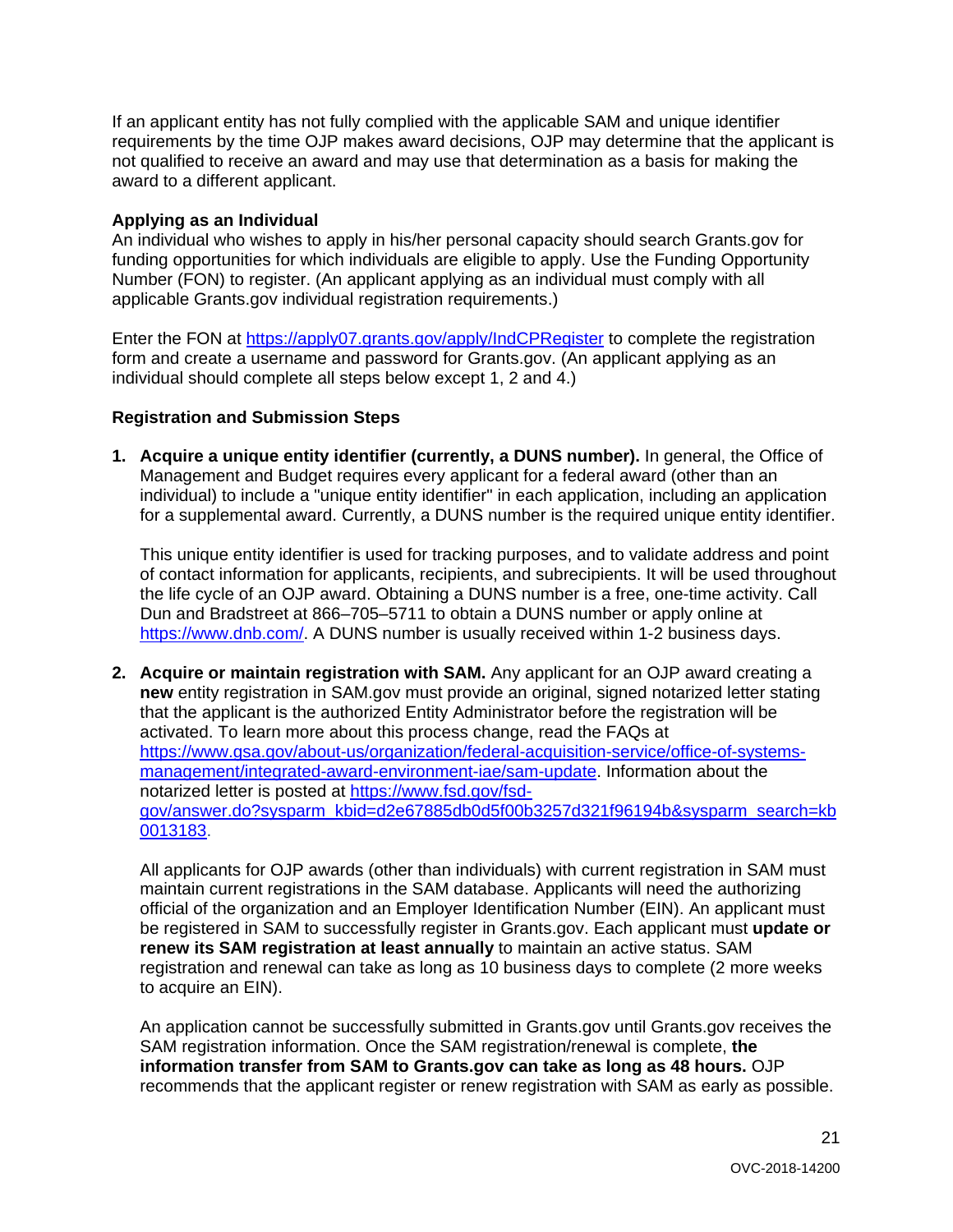If an applicant entity has not fully complied with the applicable SAM and unique identifier requirements by the time OJP makes award decisions, OJP may determine that the applicant is not qualified to receive an award and may use that determination as a basis for making the award to a different applicant.

**Applying as an Individual**
An individual who wishes to apply in his/her personal capacity should search Grants.gov for funding opportunities for which individuals are eligible to apply. Use the Funding Opportunity Number (FON) to register. (An applicant applying as an individual must comply with all applicable Grants.gov individual registration requirements.)

Enter the FON at [https://apply07.grants.gov/apply/IndCPRegister](https://apply07.grants.gov/apply/IndCPRegister) to complete the registration form and create a username and password for Grants.gov. (An applicant applying as an individual should complete all steps below except 1, 2 and 4.)

**Registration and Submission Steps**

1. **Acquire a unique entity identifier (currently, a DUNS number).** In general, the Office of Management and Budget requires every applicant for a federal award (other than an individual) to include a "unique entity identifier" in each application, including an application for a supplemental award. Currently, a DUNS number is the required unique entity identifier.

   This unique entity identifier is used for tracking purposes, and to validate address and point of contact information for applicants, recipients, and subrecipients. It will be used throughout the life cycle of an OJP award. Obtaining a DUNS number is a free, one-time activity. Call Dun and Bradstreet at 866–705–5711 to obtain a DUNS number or apply online at [https://www.dnb.com/](https://www.dnb.com/). A DUNS number is usually received within 1-2 business days.

2. **Acquire or maintain registration with SAM.** Any applicant for an OJP award creating a **new** entity registration in SAM.gov must provide an original, signed notarized letter stating that the applicant is the authorized Entity Administrator before the registration will be activated. To learn more about this process change, read the FAQs at [https://www.gsa.gov/about-us/organization/federal-acquisition-service/office-of-systems-management/integrated-award-environment-iae/sam-update](https://www.gsa.gov/about-us/organization/federal-acquisition-service/office-of-systems-management/integrated-award-environment-iae/sam-update). Information about the notarized letter is posted at [https://www.fsd.gov/fsd-gov/answer.do?sysparm_kbid=d2e67885db0d5f00b3257d321f96194b&sysparm_search=kb0013183](https://www.fsd.gov/fsd-gov/answer.do?sysparm_kbid=d2e67885db0d5f00b3257d321f96194b&sysparm_search=kb0013183).

   All applicants for OJP awards (other than individuals) with current registration in SAM must maintain current registrations in the SAM database. Applicants will need the authorizing official of the organization and an Employer Identification Number (EIN). An applicant must be registered in SAM to successfully register in Grants.gov. Each applicant must **update or renew its SAM registration at least annually** to maintain an active status. SAM registration and renewal can take as long as 10 business days to complete (2 more weeks to acquire an EIN).

   An application cannot be successfully submitted in Grants.gov until Grants.gov receives the SAM registration information. Once the SAM registration/renewal is complete, **the information transfer from SAM to Grants.gov can take as long as 48 hours.** OJP recommends that the applicant register or renew registration with SAM as early as possible.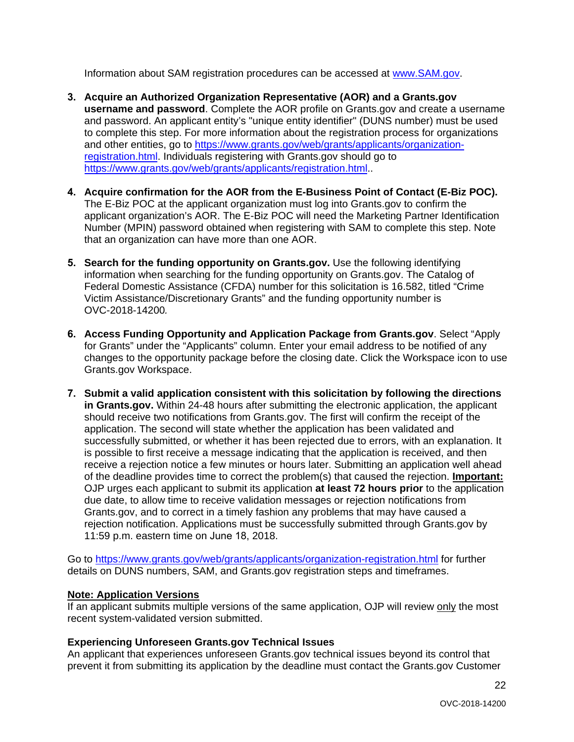Information about SAM registration procedures can be accessed at www.SAM.gov.

3. **Acquire an Authorized Organization Representative (AOR) and a Grants.gov username and password**. Complete the AOR profile on Grants.gov and create a username and password. An applicant entity's "unique entity identifier" (DUNS number) must be used to complete this step. For more information about the registration process for organizations and other entities, go to https://www.grants.gov/web/grants/applicants/organization-registration.html. Individuals registering with Grants.gov should go to https://www.grants.gov/web/grants/applicants/registration.html..

4. **Acquire confirmation for the AOR from the E-Business Point of Contact (E-Biz POC).** The E-Biz POC at the applicant organization must log into Grants.gov to confirm the applicant organization's AOR. The E-Biz POC will need the Marketing Partner Identification Number (MPIN) password obtained when registering with SAM to complete this step. Note that an organization can have more than one AOR.

5. **Search for the funding opportunity on Grants.gov.** Use the following identifying information when searching for the funding opportunity on Grants.gov. The Catalog of Federal Domestic Assistance (CFDA) number for this solicitation is 16.582, titled "Crime Victim Assistance/Discretionary Grants" and the funding opportunity number is OVC-2018-14200*.*

6. **Access Funding Opportunity and Application Package from Grants.gov**. Select "Apply for Grants" under the "Applicants" column. Enter your email address to be notified of any changes to the opportunity package before the closing date. Click the Workspace icon to use Grants.gov Workspace.

7. **Submit a valid application consistent with this solicitation by following the directions in Grants.gov.** Within 24-48 hours after submitting the electronic application, the applicant should receive two notifications from Grants.gov. The first will confirm the receipt of the application. The second will state whether the application has been validated and successfully submitted, or whether it has been rejected due to errors, with an explanation. It is possible to first receive a message indicating that the application is received, and then receive a rejection notice a few minutes or hours later. Submitting an application well ahead of the deadline provides time to correct the problem(s) that caused the rejection. **Important:** OJP urges each applicant to submit its application **at least 72 hours prior** to the application due date, to allow time to receive validation messages or rejection notifications from Grants.gov, and to correct in a timely fashion any problems that may have caused a rejection notification. Applications must be successfully submitted through Grants.gov by 11:59 p.m. eastern time on June 18, 2018.

Go to https://www.grants.gov/web/grants/applicants/organization-registration.html for further details on DUNS numbers, SAM, and Grants.gov registration steps and timeframes.

**Note: Application Versions**
If an applicant submits multiple versions of the same application, OJP will review only the most recent system-validated version submitted.

**Experiencing Unforeseen Grants.gov Technical Issues**
An applicant that experiences unforeseen Grants.gov technical issues beyond its control that prevent it from submitting its application by the deadline must contact the Grants.gov Customer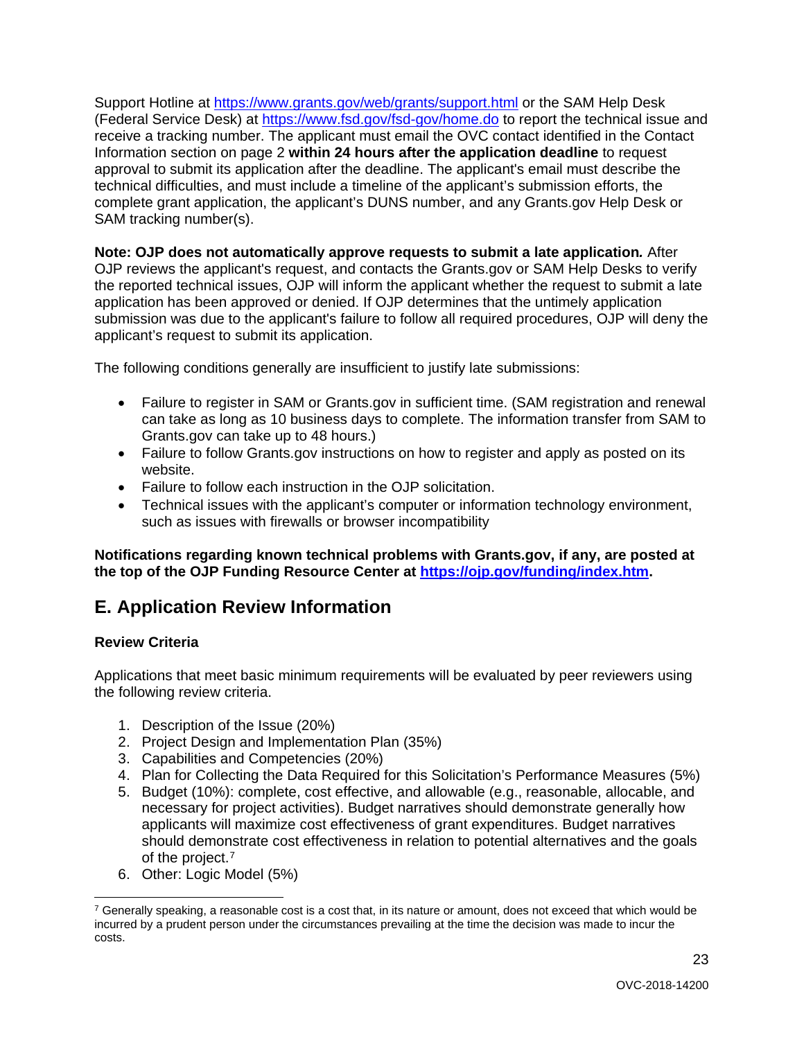Support Hotline at https://www.grants.gov/web/grants/support.html or the SAM Help Desk (Federal Service Desk) at https://www.fsd.gov/fsd-gov/home.do to report the technical issue and receive a tracking number. The applicant must email the OVC contact identified in the Contact Information section on page 2 **within 24 hours after the application deadline** to request approval to submit its application after the deadline. The applicant's email must describe the technical difficulties, and must include a timeline of the applicant's submission efforts, the complete grant application, the applicant's DUNS number, and any Grants.gov Help Desk or SAM tracking number(s).

**Note: OJP does not automatically approve requests to submit a late application.** After OJP reviews the applicant's request, and contacts the Grants.gov or SAM Help Desks to verify the reported technical issues, OJP will inform the applicant whether the request to submit a late application has been approved or denied. If OJP determines that the untimely application submission was due to the applicant's failure to follow all required procedures, OJP will deny the applicant's request to submit its application.

The following conditions generally are insufficient to justify late submissions:

- Failure to register in SAM or Grants.gov in sufficient time. (SAM registration and renewal can take as long as 10 business days to complete. The information transfer from SAM to Grants.gov can take up to 48 hours.)
- Failure to follow Grants.gov instructions on how to register and apply as posted on its website.
- Failure to follow each instruction in the OJP solicitation.
- Technical issues with the applicant's computer or information technology environment, such as issues with firewalls or browser incompatibility

**Notifications regarding known technical problems with Grants.gov, if any, are posted at the top of the OJP Funding Resource Center at https://ojp.gov/funding/index.htm.**

## E. Application Review Information

### Review Criteria

Applications that meet basic minimum requirements will be evaluated by peer reviewers using the following review criteria.

1. Description of the Issue (20%)
2. Project Design and Implementation Plan (35%)
3. Capabilities and Competencies (20%)
4. Plan for Collecting the Data Required for this Solicitation's Performance Measures (5%)
5. Budget (10%): complete, cost effective, and allowable (e.g., reasonable, allocable, and necessary for project activities). Budget narratives should demonstrate generally how applicants will maximize cost effectiveness of grant expenditures. Budget narratives should demonstrate cost effectiveness in relation to potential alternatives and the goals of the project.[7]
6. Other: Logic Model (5%)

[7] Generally speaking, a reasonable cost is a cost that, in its nature or amount, does not exceed that which would be incurred by a prudent person under the circumstances prevailing at the time the decision was made to incur the costs.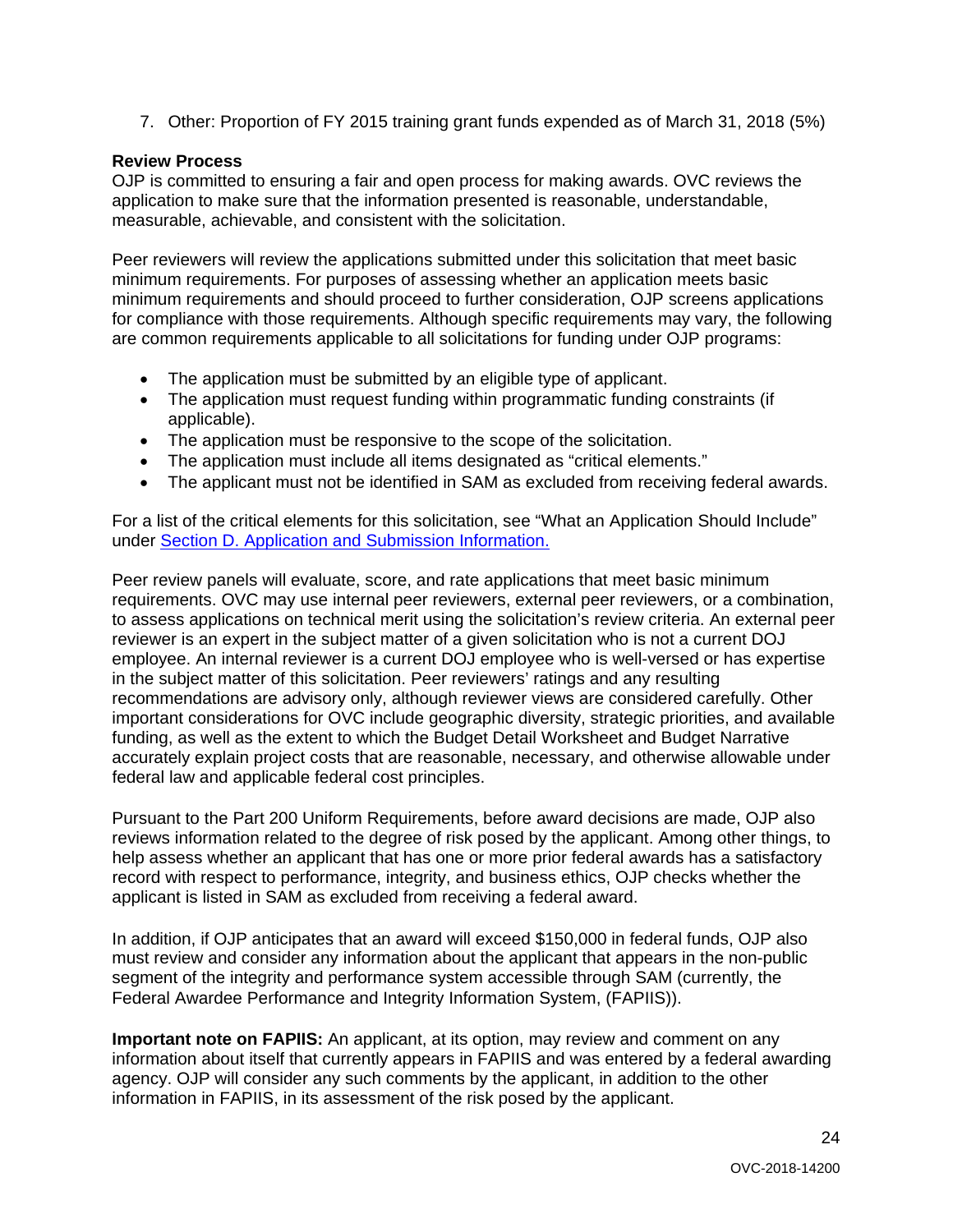7. Other: Proportion of FY 2015 training grant funds expended as of March 31, 2018 (5%)

**Review Process**
OJP is committed to ensuring a fair and open process for making awards. OVC reviews the application to make sure that the information presented is reasonable, understandable, measurable, achievable, and consistent with the solicitation.

Peer reviewers will review the applications submitted under this solicitation that meet basic minimum requirements. For purposes of assessing whether an application meets basic minimum requirements and should proceed to further consideration, OJP screens applications for compliance with those requirements. Although specific requirements may vary, the following are common requirements applicable to all solicitations for funding under OJP programs:

- The application must be submitted by an eligible type of applicant.
- The application must request funding within programmatic funding constraints (if applicable).
- The application must be responsive to the scope of the solicitation.
- The application must include all items designated as "critical elements."
- The applicant must not be identified in SAM as excluded from receiving federal awards.

For a list of the critical elements for this solicitation, see "What an Application Should Include" under Section D. Application and Submission Information.

Peer review panels will evaluate, score, and rate applications that meet basic minimum requirements. OVC may use internal peer reviewers, external peer reviewers, or a combination, to assess applications on technical merit using the solicitation's review criteria. An external peer reviewer is an expert in the subject matter of a given solicitation who is not a current DOJ employee. An internal reviewer is a current DOJ employee who is well-versed or has expertise in the subject matter of this solicitation. Peer reviewers' ratings and any resulting recommendations are advisory only, although reviewer views are considered carefully. Other important considerations for OVC include geographic diversity, strategic priorities, and available funding, as well as the extent to which the Budget Detail Worksheet and Budget Narrative accurately explain project costs that are reasonable, necessary, and otherwise allowable under federal law and applicable federal cost principles.

Pursuant to the Part 200 Uniform Requirements, before award decisions are made, OJP also reviews information related to the degree of risk posed by the applicant. Among other things, to help assess whether an applicant that has one or more prior federal awards has a satisfactory record with respect to performance, integrity, and business ethics, OJP checks whether the applicant is listed in SAM as excluded from receiving a federal award.

In addition, if OJP anticipates that an award will exceed $150,000 in federal funds, OJP also must review and consider any information about the applicant that appears in the non-public segment of the integrity and performance system accessible through SAM (currently, the Federal Awardee Performance and Integrity Information System, (FAPIIS)).

**Important note on FAPIIS:** An applicant, at its option, may review and comment on any information about itself that currently appears in FAPIIS and was entered by a federal awarding agency. OJP will consider any such comments by the applicant, in addition to the other information in FAPIIS, in its assessment of the risk posed by the applicant.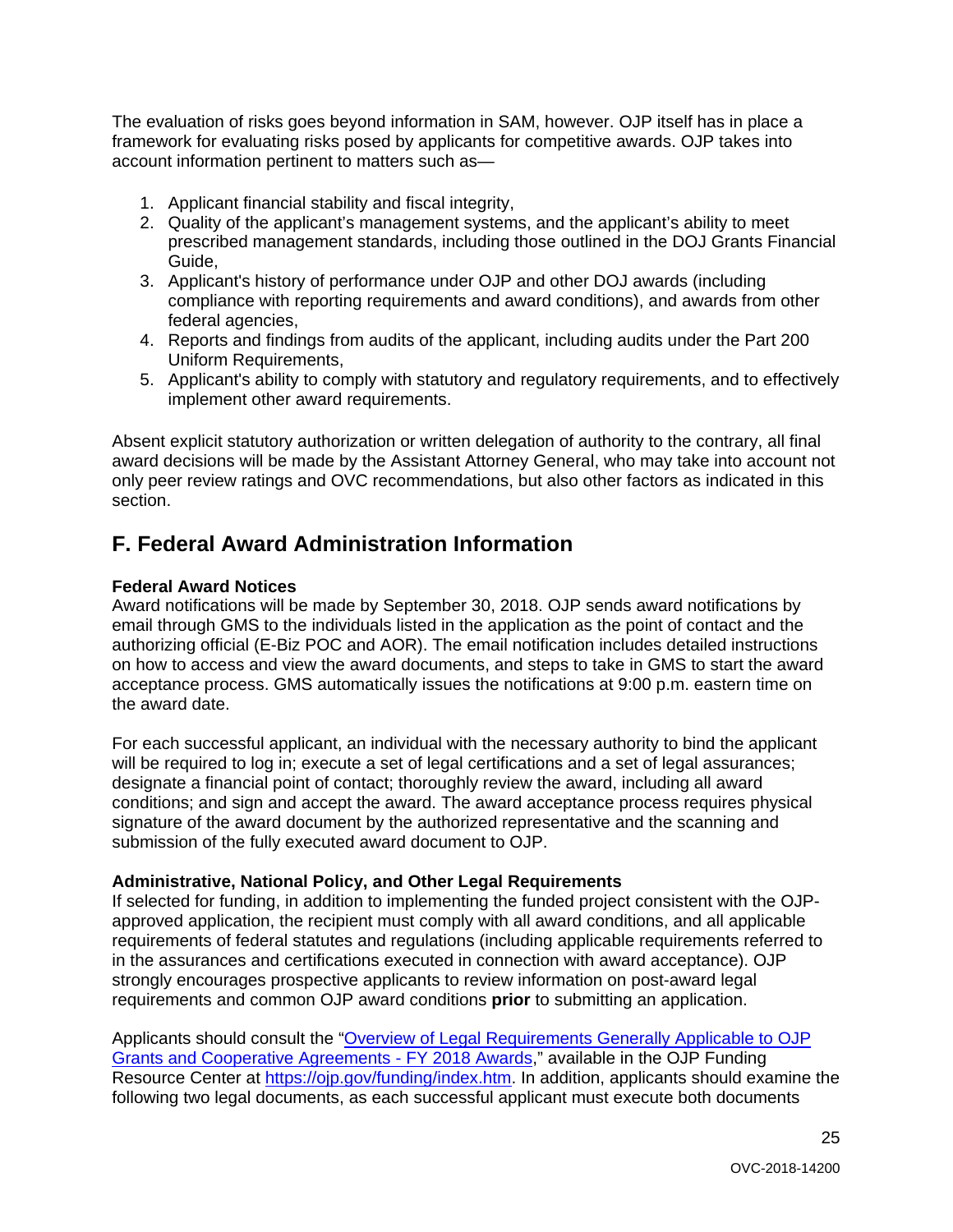The evaluation of risks goes beyond information in SAM, however. OJP itself has in place a framework for evaluating risks posed by applicants for competitive awards. OJP takes into account information pertinent to matters such as—

1. Applicant financial stability and fiscal integrity,
2. Quality of the applicant's management systems, and the applicant's ability to meet prescribed management standards, including those outlined in the DOJ Grants Financial Guide,
3. Applicant's history of performance under OJP and other DOJ awards (including compliance with reporting requirements and award conditions), and awards from other federal agencies,
4. Reports and findings from audits of the applicant, including audits under the Part 200 Uniform Requirements,
5. Applicant's ability to comply with statutory and regulatory requirements, and to effectively implement other award requirements.

Absent explicit statutory authorization or written delegation of authority to the contrary, all final award decisions will be made by the Assistant Attorney General, who may take into account not only peer review ratings and OVC recommendations, but also other factors as indicated in this section.

## F. Federal Award Administration Information

**Federal Award Notices**
Award notifications will be made by September 30, 2018. OJP sends award notifications by email through GMS to the individuals listed in the application as the point of contact and the authorizing official (E-Biz POC and AOR). The email notification includes detailed instructions on how to access and view the award documents, and steps to take in GMS to start the award acceptance process. GMS automatically issues the notifications at 9:00 p.m. eastern time on the award date.

For each successful applicant, an individual with the necessary authority to bind the applicant will be required to log in; execute a set of legal certifications and a set of legal assurances; designate a financial point of contact; thoroughly review the award, including all award conditions; and sign and accept the award. The award acceptance process requires physical signature of the award document by the authorized representative and the scanning and submission of the fully executed award document to OJP.

**Administrative, National Policy, and Other Legal Requirements**
If selected for funding, in addition to implementing the funded project consistent with the OJP-approved application, the recipient must comply with all award conditions, and all applicable requirements of federal statutes and regulations (including applicable requirements referred to in the assurances and certifications executed in connection with award acceptance). OJP strongly encourages prospective applicants to review information on post-award legal requirements and common OJP award conditions **prior** to submitting an application.

Applicants should consult the "[Overview of Legal Requirements Generally Applicable to OJP Grants and Cooperative Agreements - FY 2018 Awards](https://ojp.gov/funding/index.htm)," available in the OJP Funding Resource Center at [https://ojp.gov/funding/index.htm](https://ojp.gov/funding/index.htm). In addition, applicants should examine the following two legal documents, as each successful applicant must execute both documents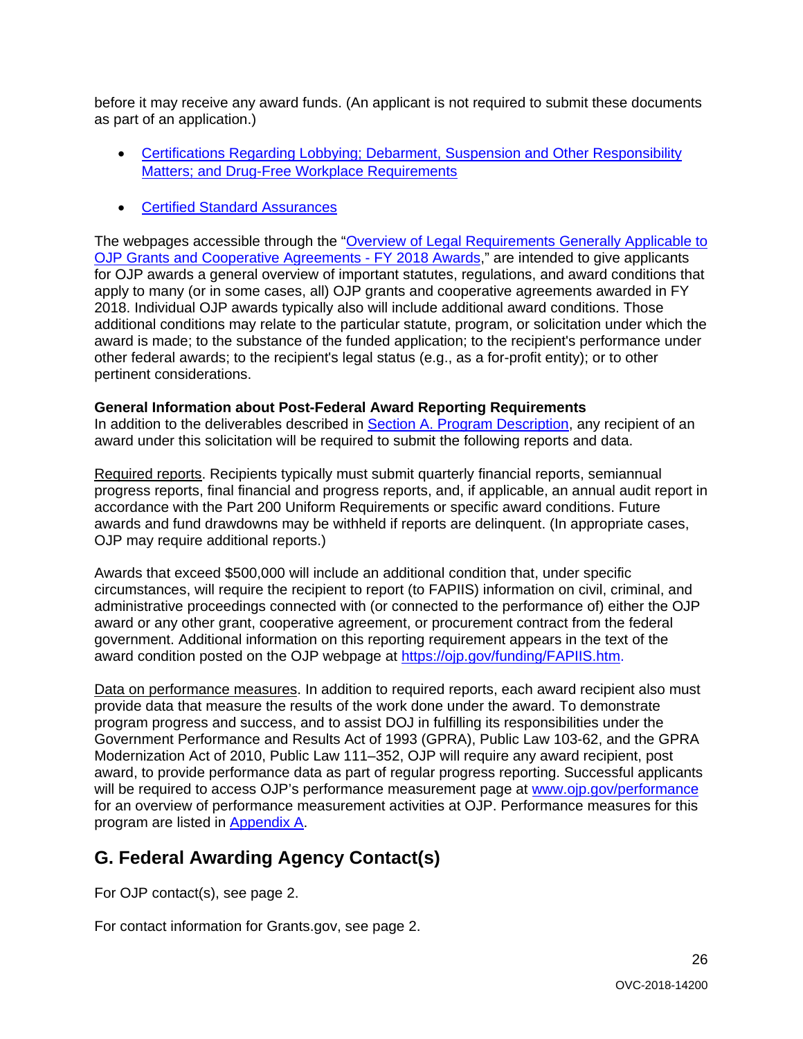before it may receive any award funds. (An applicant is not required to submit these documents as part of an application.)

- Certifications Regarding Lobbying; Debarment, Suspension and Other Responsibility Matters; and Drug-Free Workplace Requirements
- Certified Standard Assurances

The webpages accessible through the "Overview of Legal Requirements Generally Applicable to OJP Grants and Cooperative Agreements - FY 2018 Awards," are intended to give applicants for OJP awards a general overview of important statutes, regulations, and award conditions that apply to many (or in some cases, all) OJP grants and cooperative agreements awarded in FY 2018. Individual OJP awards typically also will include additional award conditions. Those additional conditions may relate to the particular statute, program, or solicitation under which the award is made; to the substance of the funded application; to the recipient's performance under other federal awards; to the recipient's legal status (e.g., as a for-profit entity); or to other pertinent considerations.

**General Information about Post-Federal Award Reporting Requirements**
In addition to the deliverables described in Section A. Program Description, any recipient of an award under this solicitation will be required to submit the following reports and data.

Required reports. Recipients typically must submit quarterly financial reports, semiannual progress reports, final financial and progress reports, and, if applicable, an annual audit report in accordance with the Part 200 Uniform Requirements or specific award conditions. Future awards and fund drawdowns may be withheld if reports are delinquent. (In appropriate cases, OJP may require additional reports.)

Awards that exceed $500,000 will include an additional condition that, under specific circumstances, will require the recipient to report (to FAPIIS) information on civil, criminal, and administrative proceedings connected with (or connected to the performance of) either the OJP award or any other grant, cooperative agreement, or procurement contract from the federal government. Additional information on this reporting requirement appears in the text of the award condition posted on the OJP webpage at https://ojp.gov/funding/FAPIIS.htm.

Data on performance measures. In addition to required reports, each award recipient also must provide data that measure the results of the work done under the award. To demonstrate program progress and success, and to assist DOJ in fulfilling its responsibilities under the Government Performance and Results Act of 1993 (GPRA), Public Law 103-62, and the GPRA Modernization Act of 2010, Public Law 111–352, OJP will require any award recipient, post award, to provide performance data as part of regular progress reporting. Successful applicants will be required to access OJP's performance measurement page at www.ojp.gov/performance for an overview of performance measurement activities at OJP. Performance measures for this program are listed in Appendix A.

## G. Federal Awarding Agency Contact(s)

For OJP contact(s), see page 2.

For contact information for Grants.gov, see page 2.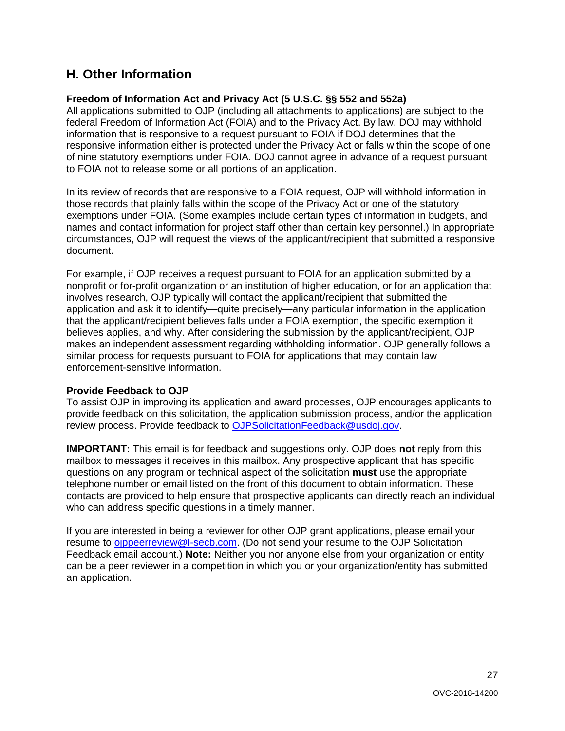## H. Other Information

**Freedom of Information Act and Privacy Act (5 U.S.C. §§ 552 and 552a)**
All applications submitted to OJP (including all attachments to applications) are subject to the federal Freedom of Information Act (FOIA) and to the Privacy Act. By law, DOJ may withhold information that is responsive to a request pursuant to FOIA if DOJ determines that the responsive information either is protected under the Privacy Act or falls within the scope of one of nine statutory exemptions under FOIA. DOJ cannot agree in advance of a request pursuant to FOIA not to release some or all portions of an application.

In its review of records that are responsive to a FOIA request, OJP will withhold information in those records that plainly falls within the scope of the Privacy Act or one of the statutory exemptions under FOIA. (Some examples include certain types of information in budgets, and names and contact information for project staff other than certain key personnel.) In appropriate circumstances, OJP will request the views of the applicant/recipient that submitted a responsive document.

For example, if OJP receives a request pursuant to FOIA for an application submitted by a nonprofit or for-profit organization or an institution of higher education, or for an application that involves research, OJP typically will contact the applicant/recipient that submitted the application and ask it to identify—quite precisely—any particular information in the application that the applicant/recipient believes falls under a FOIA exemption, the specific exemption it believes applies, and why. After considering the submission by the applicant/recipient, OJP makes an independent assessment regarding withholding information. OJP generally follows a similar process for requests pursuant to FOIA for applications that may contain law enforcement-sensitive information.

**Provide Feedback to OJP**
To assist OJP in improving its application and award processes, OJP encourages applicants to provide feedback on this solicitation, the application submission process, and/or the application review process. Provide feedback to OJPSolicitationFeedback@usdoj.gov.

**IMPORTANT:** This email is for feedback and suggestions only. OJP does **not** reply from this mailbox to messages it receives in this mailbox. Any prospective applicant that has specific questions on any program or technical aspect of the solicitation **must** use the appropriate telephone number or email listed on the front of this document to obtain information. These contacts are provided to help ensure that prospective applicants can directly reach an individual who can address specific questions in a timely manner.

If you are interested in being a reviewer for other OJP grant applications, please email your resume to ojppeerreview@l-secb.com. (Do not send your resume to the OJP Solicitation Feedback email account.) **Note:** Neither you nor anyone else from your organization or entity can be a peer reviewer in a competition in which you or your organization/entity has submitted an application.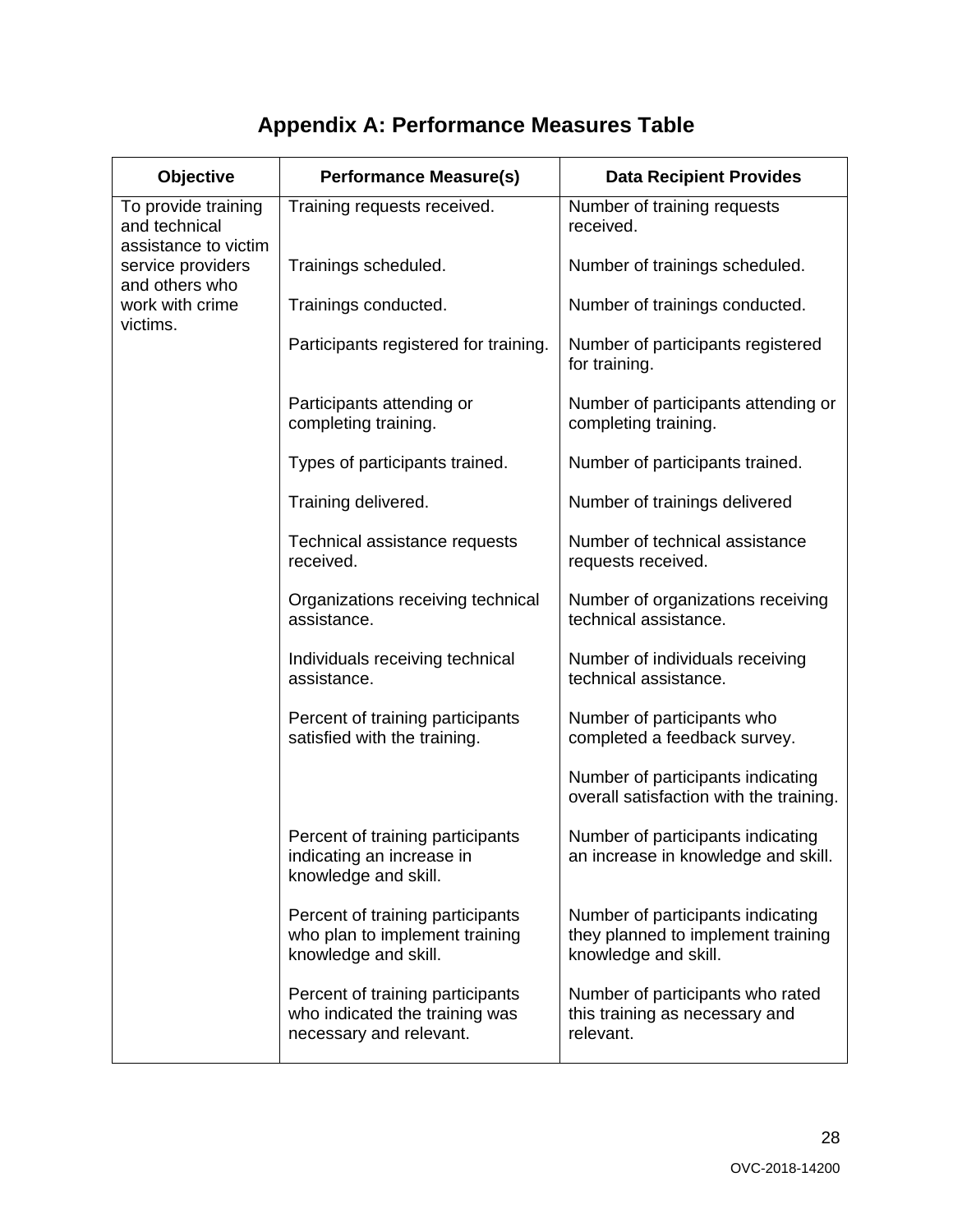# Appendix A: Performance Measures Table

| Objective | Performance Measure(s) | Data Recipient Provides |
|---|---|---|
| To provide training and technical assistance to victim service providers and others who work with crime victims. | Training requests received. | Number of training requests received. |
| | Trainings scheduled. | Number of trainings scheduled. |
| | Trainings conducted. | Number of trainings conducted. |
| | Participants registered for training. | Number of participants registered for training. |
| | Participants attending or completing training. | Number of participants attending or completing training. |
| | Types of participants trained. | Number of participants trained. |
| | Training delivered. | Number of trainings delivered |
| | Technical assistance requests received. | Number of technical assistance requests received. |
| | Organizations receiving technical assistance. | Number of organizations receiving technical assistance. |
| | Individuals receiving technical assistance. | Number of individuals receiving technical assistance. |
| | Percent of training participants satisfied with the training. | Number of participants who completed a feedback survey. |
| | | Number of participants indicating overall satisfaction with the training. |
| | Percent of training participants indicating an increase in knowledge and skill. | Number of participants indicating an increase in knowledge and skill. |
| | Percent of training participants who plan to implement training knowledge and skill. | Number of participants indicating they planned to implement training knowledge and skill. |
| | Percent of training participants who indicated the training was necessary and relevant. | Number of participants who rated this training as necessary and relevant. |

OVC-2018-14200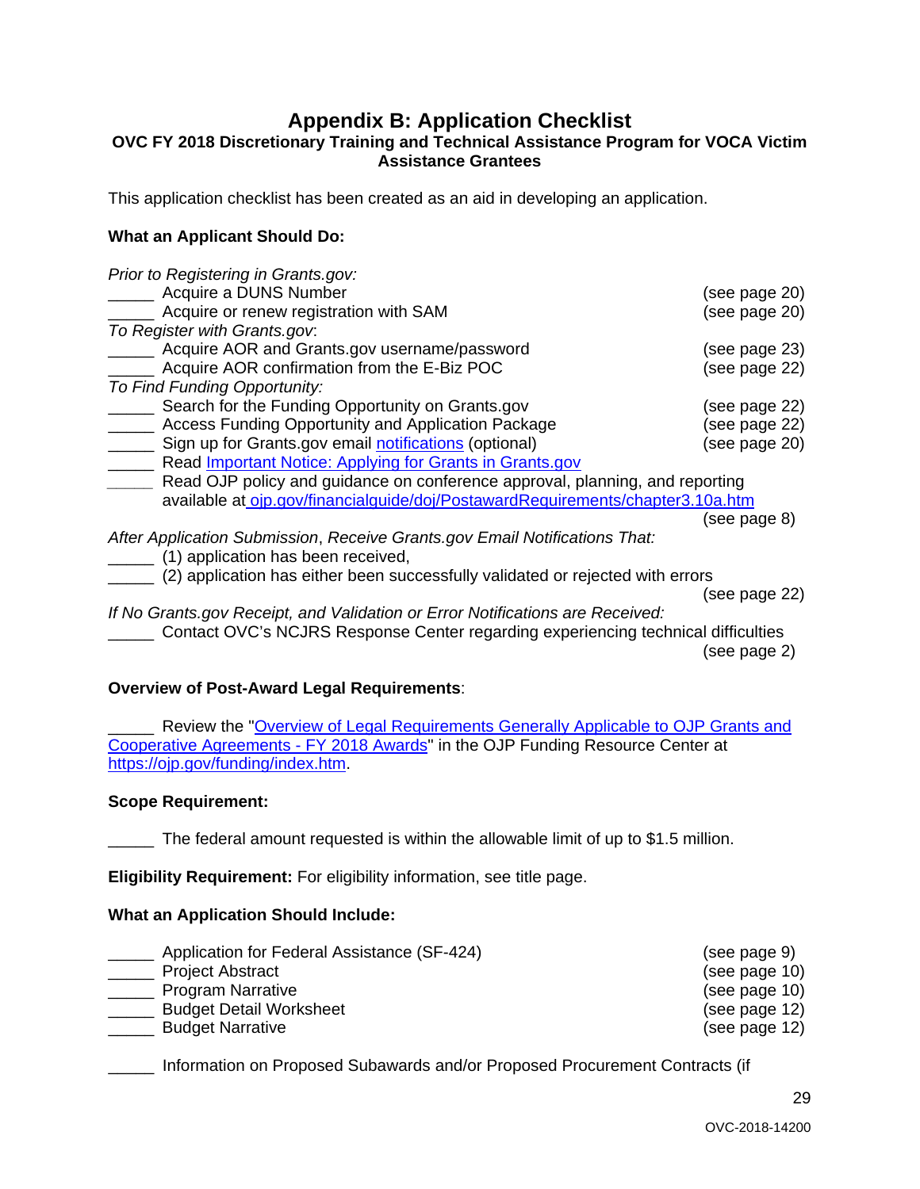## Appendix B: Application Checklist

### OVC FY 2018 Discretionary Training and Technical Assistance Program for VOCA Victim Assistance Grantees

This application checklist has been created as an aid in developing an application.

**What an Applicant Should Do:**

*Prior to Registering in Grants.gov:*

_____ Acquire a DUNS Number (see page 20)
_____ Acquire or renew registration with SAM (see page 20)

*To Register with Grants.gov*:

_____ Acquire AOR and Grants.gov username/password (see page 23)
_____ Acquire AOR confirmation from the E-Biz POC (see page 22)

*To Find Funding Opportunity:*

_____ Search for the Funding Opportunity on Grants.gov (see page 22)
_____ Access Funding Opportunity and Application Package (see page 22)
_____ Sign up for Grants.gov email notifications (optional) (see page 20)
_____ Read Important Notice: Applying for Grants in Grants.gov
_____ Read OJP policy and guidance on conference approval, planning, and reporting available at ojp.gov/financialguide/doj/PostawardRequirements/chapter3.10a.htm (see page 8)

*After Application Submission*, *Receive Grants.gov Email Notifications That:*

_____ (1) application has been received,
_____ (2) application has either been successfully validated or rejected with errors (see page 22)

*If No Grants.gov Receipt, and Validation or Error Notifications are Received:*

_____ Contact OVC's NCJRS Response Center regarding experiencing technical difficulties (see page 2)

**Overview of Post-Award Legal Requirements**:

_____ Review the "Overview of Legal Requirements Generally Applicable to OJP Grants and Cooperative Agreements - FY 2018 Awards" in the OJP Funding Resource Center at https://ojp.gov/funding/index.htm.

**Scope Requirement:**

_____ The federal amount requested is within the allowable limit of up to $1.5 million.

**Eligibility Requirement:** For eligibility information, see title page.

**What an Application Should Include:**

_____ Application for Federal Assistance (SF-424) (see page 9)
_____ Project Abstract (see page 10)
_____ Program Narrative (see page 10)
_____ Budget Detail Worksheet (see page 12)
_____ Budget Narrative (see page 12)

_____ Information on Proposed Subawards and/or Proposed Procurement Contracts (if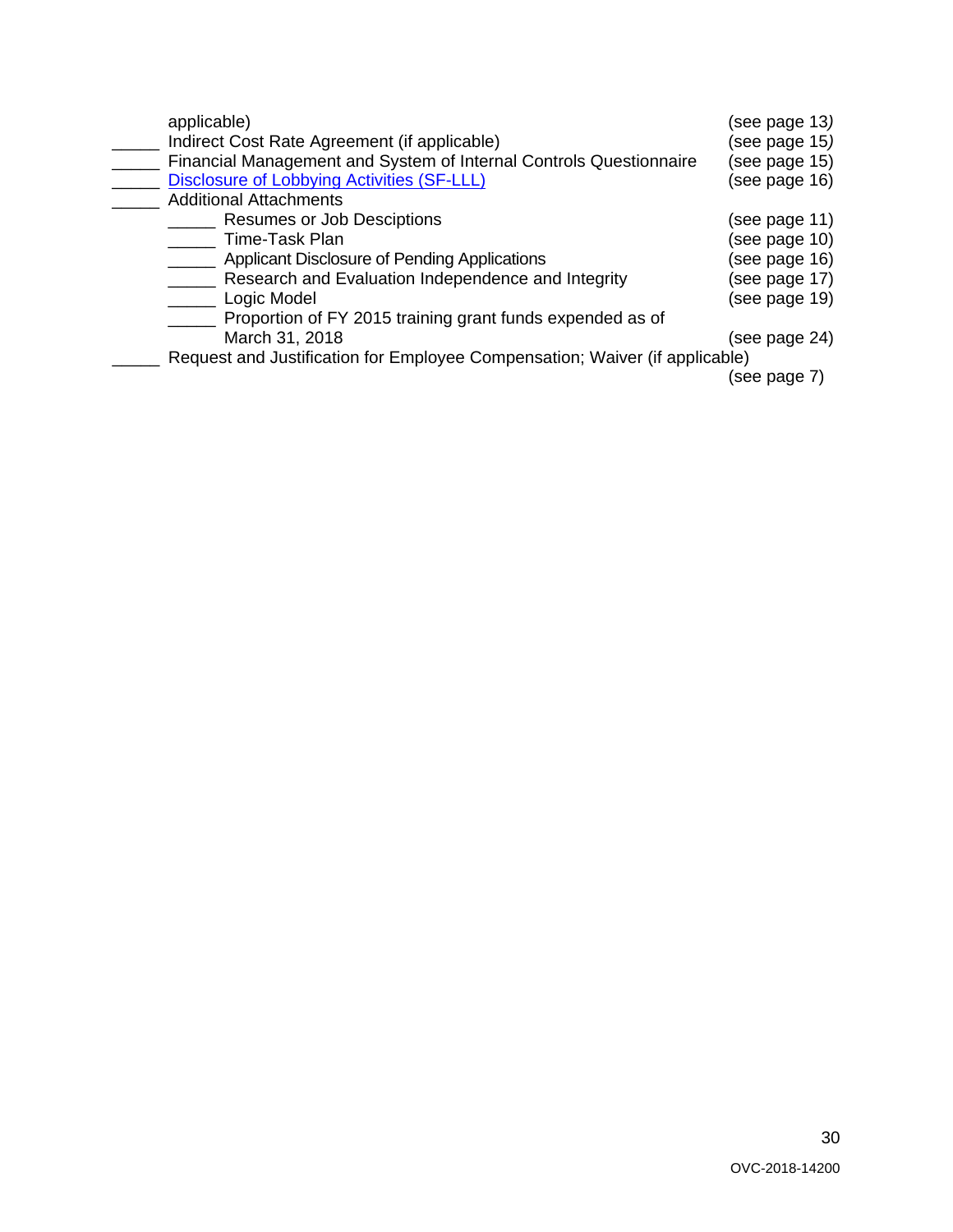applicable) (see page 13)

_____ Indirect Cost Rate Agreement (if applicable) (see page 15)

_____ Financial Management and System of Internal Controls Questionnaire (see page 15)

_____ Disclosure of Lobbying Activities (SF-LLL) (see page 16)

_____ Additional Attachments

- _____ Resumes or Job Desciptions (see page 11)
- _____ Time-Task Plan (see page 10)
- _____ Applicant Disclosure of Pending Applications (see page 16)
- _____ Research and Evaluation Independence and Integrity (see page 17)
- _____ Logic Model (see page 19)
- _____ Proportion of FY 2015 training grant funds expended as of March 31, 2018 (see page 24)

_____ Request and Justification for Employee Compensation; Waiver (if applicable) (see page 7)